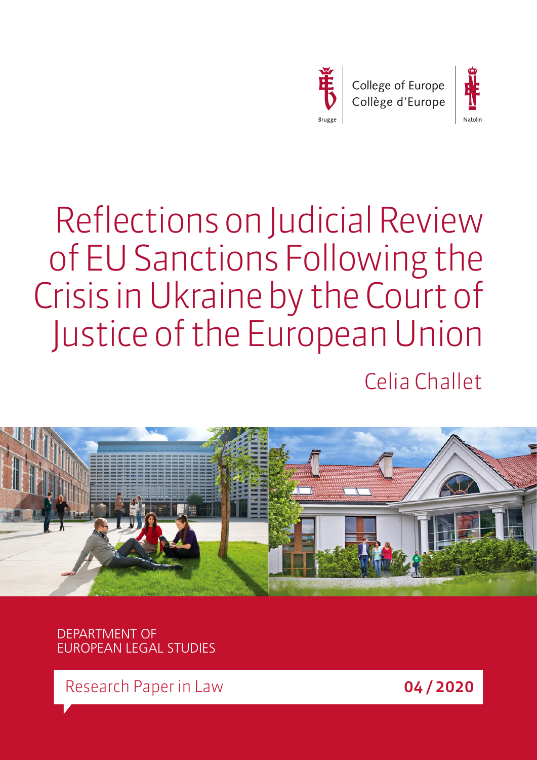College of Europe
Collège d'Europe

Brugge

Natolin

# Reflections on Judicial Review of EU Sanctions Following the Crisis in Ukraine by the Court of Justice of the European Union

Celia Challet

DEPARTMENT OF
EUROPEAN LEGAL STUDIES

Research Paper in Law

**04 / 2020**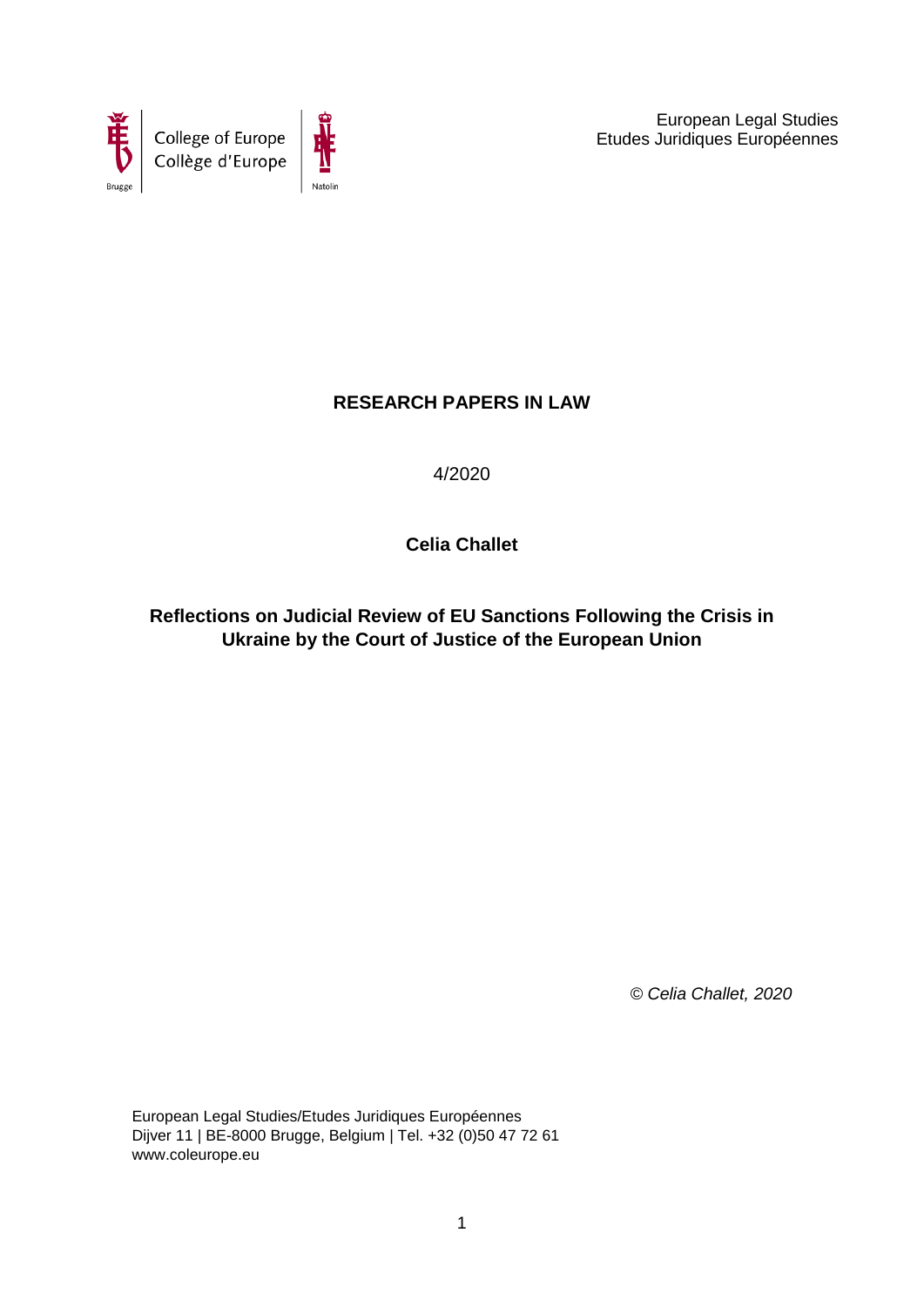European Legal Studies
Etudes Juridiques Européennes

**RESEARCH PAPERS IN LAW**

4/2020

**Celia Challet**

**Reflections on Judicial Review of EU Sanctions Following the Crisis in Ukraine by the Court of Justice of the European Union**

*© Celia Challet, 2020*

European Legal Studies/Etudes Juridiques Européennes
Dijver 11 | BE-8000 Brugge, Belgium | Tel. +32 (0)50 47 72 61
www.coleurope.eu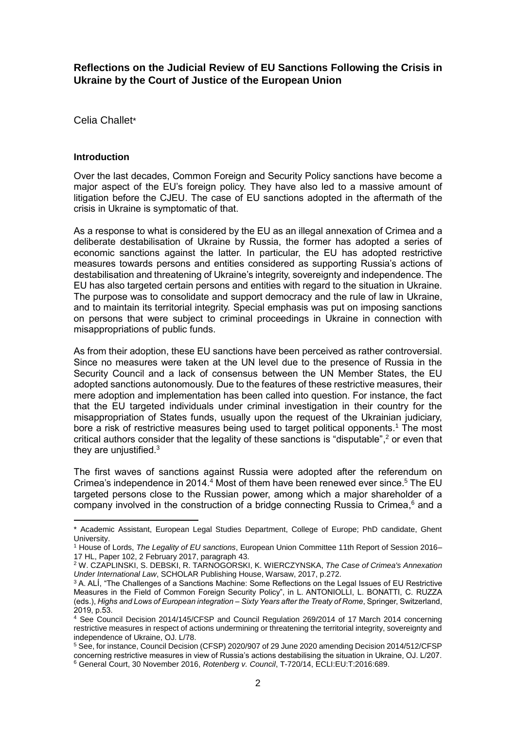**Reflections on the Judicial Review of EU Sanctions Following the Crisis in Ukraine by the Court of Justice of the European Union**

Celia Challet*

**Introduction**

Over the last decades, Common Foreign and Security Policy sanctions have become a major aspect of the EU's foreign policy. They have also led to a massive amount of litigation before the CJEU. The case of EU sanctions adopted in the aftermath of the crisis in Ukraine is symptomatic of that.

As a response to what is considered by the EU as an illegal annexation of Crimea and a deliberate destabilisation of Ukraine by Russia, the former has adopted a series of economic sanctions against the latter. In particular, the EU has adopted restrictive measures towards persons and entities considered as supporting Russia's actions of destabilisation and threatening of Ukraine's integrity, sovereignty and independence. The EU has also targeted certain persons and entities with regard to the situation in Ukraine. The purpose was to consolidate and support democracy and the rule of law in Ukraine, and to maintain its territorial integrity. Special emphasis was put on imposing sanctions on persons that were subject to criminal proceedings in Ukraine in connection with misappropriations of public funds.

As from their adoption, these EU sanctions have been perceived as rather controversial. Since no measures were taken at the UN level due to the presence of Russia in the Security Council and a lack of consensus between the UN Member States, the EU adopted sanctions autonomously. Due to the features of these restrictive measures, their mere adoption and implementation has been called into question. For instance, the fact that the EU targeted individuals under criminal investigation in their country for the misappropriation of States funds, usually upon the request of the Ukrainian judiciary, bore a risk of restrictive measures being used to target political opponents.[1] The most critical authors consider that the legality of these sanctions is "disputable",[2] or even that they are unjustified.[3]

The first waves of sanctions against Russia were adopted after the referendum on Crimea's independence in 2014.[4] Most of them have been renewed ever since.[5] The EU targeted persons close to the Russian power, among which a major shareholder of a company involved in the construction of a bridge connecting Russia to Crimea,[6] and a

---

\* Academic Assistant, European Legal Studies Department, College of Europe; PhD candidate, Ghent University.

[1] House of Lords, *The Legality of EU sanctions*, European Union Committee 11th Report of Session 2016–17 HL, Paper 102, 2 February 2017, paragraph 43.

[2] W. CZAPLINSKI, S. DEBSKI, R. TARNOGORSKI, K. WIERCZYNSKA, *The Case of Crimea's Annexation Under International Law*, SCHOLAR Publishing House, Warsaw, 2017, p.272.

[3] A. ALÍ, "The Challenges of a Sanctions Machine: Some Reflections on the Legal Issues of EU Restrictive Measures in the Field of Common Foreign Security Policy", in L. ANTONIOLLI, L. BONATTI, C. RUZZA (eds.), *Highs and Lows of European integration – Sixty Years after the Treaty of Rome*, Springer, Switzerland, 2019, p.53.

[4] See Council Decision 2014/145/CFSP and Council Regulation 269/2014 of 17 March 2014 concerning restrictive measures in respect of actions undermining or threatening the territorial integrity, sovereignty and independence of Ukraine, OJ. L/78.

[5] See, for instance, Council Decision (CFSP) 2020/907 of 29 June 2020 amending Decision 2014/512/CFSP concerning restrictive measures in view of Russia's actions destabilising the situation in Ukraine, OJ. L/207.

[6] General Court, 30 November 2016, *Rotenberg v. Council*, T-720/14, ECLI:EU:T:2016:689.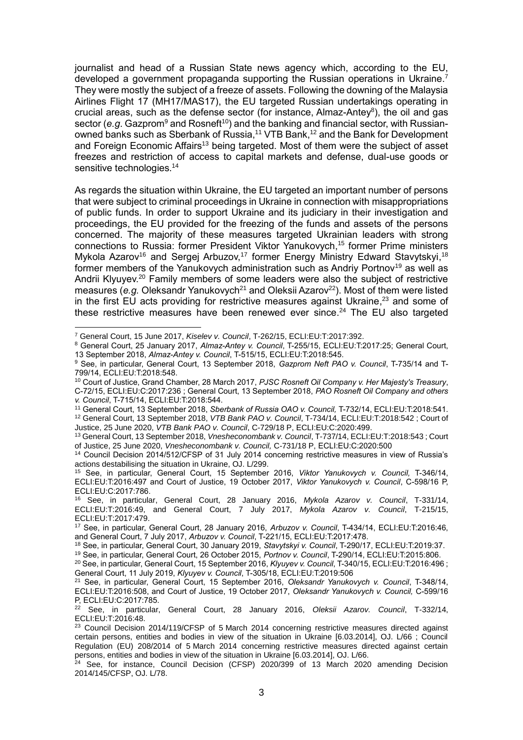journalist and head of a Russian State news agency which, according to the EU, developed a government propaganda supporting the Russian operations in Ukraine.[7] They were mostly the subject of a freeze of assets. Following the downing of the Malaysia Airlines Flight 17 (MH17/MAS17), the EU targeted Russian undertakings operating in crucial areas, such as the defense sector (for instance, Almaz-Antey[8]), the oil and gas sector (*e.g.* Gazprom[9] and Rosneft[10]) and the banking and financial sector, with Russian-owned banks such as Sberbank of Russia,[11] VTB Bank,[12] and the Bank for Development and Foreign Economic Affairs[13] being targeted. Most of them were the subject of asset freezes and restriction of access to capital markets and defense, dual-use goods or sensitive technologies.[14]

As regards the situation within Ukraine, the EU targeted an important number of persons that were subject to criminal proceedings in Ukraine in connection with misappropriations of public funds. In order to support Ukraine and its judiciary in their investigation and proceedings, the EU provided for the freezing of the funds and assets of the persons concerned. The majority of these measures targeted Ukrainian leaders with strong connections to Russia: former President Viktor Yanukovych,[15] former Prime ministers Mykola Azarov[16] and Sergej Arbuzov,[17] former Energy Ministry Edward Stavytskyi,[18] former members of the Yanukovych administration such as Andriy Portnov[19] as well as Andrii Klyuyev.[20] Family members of some leaders were also the subject of restrictive measures (*e.g.* Oleksandr Yanukovych[21] and Oleksii Azarov[22]). Most of them were listed in the first EU acts providing for restrictive measures against Ukraine,[23] and some of these restrictive measures have been renewed ever since.[24] The EU also targeted

---

[7] General Court, 15 June 2017, *Kiselev v. Council*, T-262/15, ECLI:EU:T:2017:392.

[8] General Court, 25 January 2017, *Almaz-Antey v. Council*, T-255/15, ECLI:EU:T:2017:25; General Court, 13 September 2018, *Almaz-Antey v. Council*, T-515/15, ECLI:EU:T:2018:545.

[9] See, in particular, General Court, 13 September 2018, *Gazprom Neft PAO v. Council*, T-735/14 and T-799/14, ECLI:EU:T:2018:548.

[10] Court of Justice, Grand Chamber, 28 March 2017, *PJSC Rosneft Oil Company v. Her Majesty's Treasury*, C-72/15, ECLI:EU:C:2017:236 ; General Court, 13 September 2018, *PAO Rosneft Oil Company and others v. Council*, T-715/14, ECLI:EU:T:2018:544.

[11] General Court, 13 September 2018, *Sberbank of Russia OAO v. Council,* T-732/14, ECLI:EU:T:2018:541.

[12] General Court, 13 September 2018, *VTB Bank PAO v. Council*, T-734/14, ECLI:EU:T:2018:542 ; Court of Justice, 25 June 2020, *VTB Bank PAO v. Council*, C-729/18 P, ECLI:EU:C:2020:499.

[13] General Court, 13 September 2018, *Vnesheconombank v. Council*, T-737/14, ECLI:EU:T:2018:543 ; Court of Justice, 25 June 2020, *Vnesheconombank v. Council,* C-731/18 P, ECLI:EU:C:2020:500

[14] Council Decision 2014/512/CFSP of 31 July 2014 concerning restrictive measures in view of Russia's actions destabilising the situation in Ukraine, OJ. L/299.

[15] See, in particular, General Court, 15 September 2016, *Viktor Yanukovych v. Council,* T-346/14, ECLI:EU:T:2016:497 and Court of Justice, 19 October 2017, *Viktor Yanukovych v. Council*, C-598/16 P, ECLI:EU:C:2017:786.

[16] See, in particular, General Court, 28 January 2016, *Mykola Azarov v. Council*, T-331/14, ECLI:EU:T:2016:49, and General Court, 7 July 2017, *Mykola Azarov v. Council*, T-215/15, ECLI:EU:T:2017:479.

[17] See, in particular, General Court, 28 January 2016, *Arbuzov v. Council*, T-434/14, ECLI:EU:T:2016:46, and General Court, 7 July 2017, *Arbuzov v. Council*, T-221/15, ECLI:EU:T:2017:478.

[18] See, in particular, General Court, 30 January 2019, *Stavytskyi v. Council*, T-290/17, ECLI:EU:T:2019:37.

[19] See, in particular, General Court, 26 October 2015, *Portnov v. Council*, T-290/14, ECLI:EU:T:2015:806.

[20] See, in particular, General Court, 15 September 2016, *Klyuyev v. Council*, T-340/15, ECLI:EU:T:2016:496 ; General Court, 11 July 2019, *Klyuyev v. Council*, T-305/18, ECLI:EU:T:2019:506

[21] See, in particular, General Court, 15 September 2016, *Oleksandr Yanukovych v. Council*, T-348/14, ECLI:EU:T:2016:508, and Court of Justice, 19 October 2017, *Oleksandr Yanukovych v. Council,* C-599/16 P, ECLI:EU:C:2017:785.

[22] See, in particular, General Court, 28 January 2016, *Oleksii Azarov. Council*, T-332/14, ECLI:EU:T:2016:48.

[23] Council Decision 2014/119/CFSP of 5 March 2014 concerning restrictive measures directed against certain persons, entities and bodies in view of the situation in Ukraine [6.03.2014], OJ. L/66 ; Council Regulation (EU) 208/2014 of 5 March 2014 concerning restrictive measures directed against certain persons, entities and bodies in view of the situation in Ukraine [6.03.2014], OJ. L/66.

[24] See, for instance, Council Decision (CFSP) 2020/399 of 13 March 2020 amending Decision 2014/145/CFSP, OJ. L/78.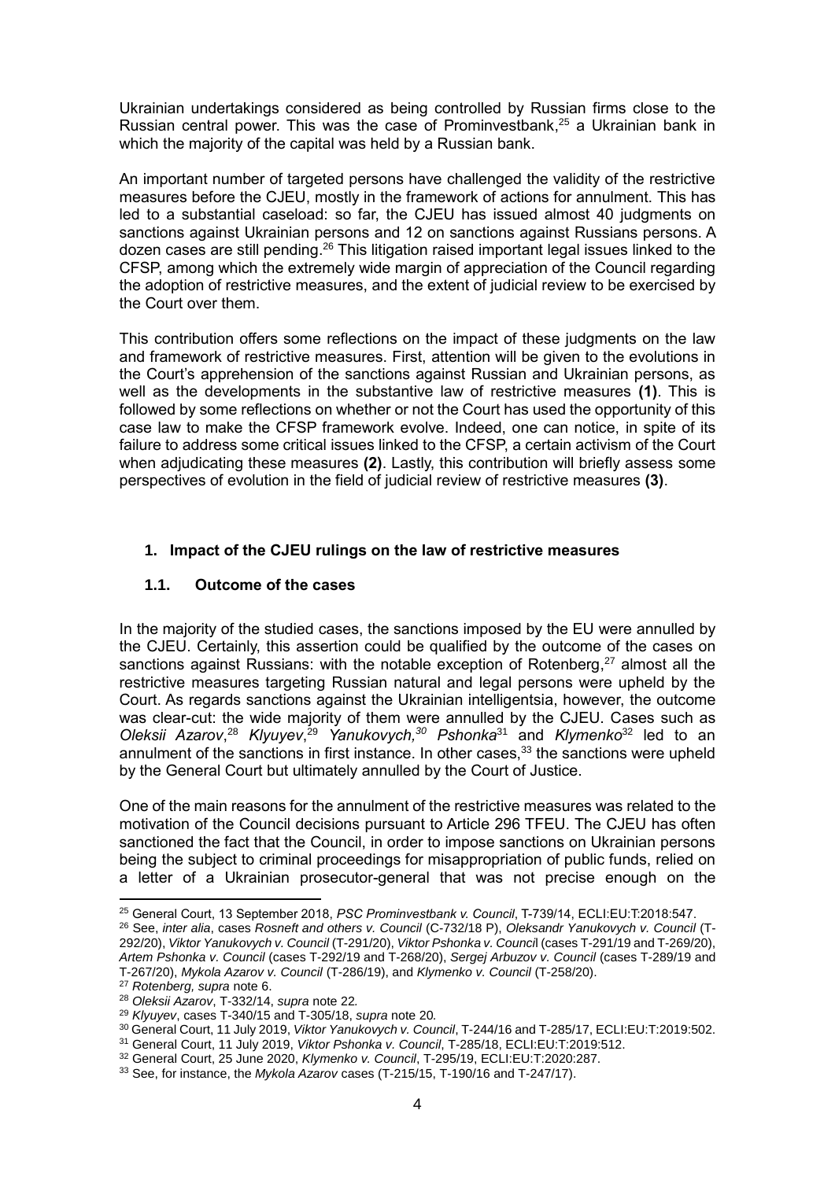Ukrainian undertakings considered as being controlled by Russian firms close to the Russian central power. This was the case of Prominvestbank,[25] a Ukrainian bank in which the majority of the capital was held by a Russian bank.

An important number of targeted persons have challenged the validity of the restrictive measures before the CJEU, mostly in the framework of actions for annulment. This has led to a substantial caseload: so far, the CJEU has issued almost 40 judgments on sanctions against Ukrainian persons and 12 on sanctions against Russians persons. A dozen cases are still pending.[26] This litigation raised important legal issues linked to the CFSP, among which the extremely wide margin of appreciation of the Council regarding the adoption of restrictive measures, and the extent of judicial review to be exercised by the Court over them.

This contribution offers some reflections on the impact of these judgments on the law and framework of restrictive measures. First, attention will be given to the evolutions in the Court's apprehension of the sanctions against Russian and Ukrainian persons, as well as the developments in the substantive law of restrictive measures **(1)**. This is followed by some reflections on whether or not the Court has used the opportunity of this case law to make the CFSP framework evolve. Indeed, one can notice, in spite of its failure to address some critical issues linked to the CFSP, a certain activism of the Court when adjudicating these measures **(2)**. Lastly, this contribution will briefly assess some perspectives of evolution in the field of judicial review of restrictive measures **(3)**.

## 1. Impact of the CJEU rulings on the law of restrictive measures

### 1.1. Outcome of the cases

In the majority of the studied cases, the sanctions imposed by the EU were annulled by the CJEU. Certainly, this assertion could be qualified by the outcome of the cases on sanctions against Russians: with the notable exception of Rotenberg,[27] almost all the restrictive measures targeting Russian natural and legal persons were upheld by the Court. As regards sanctions against the Ukrainian intelligentsia, however, the outcome was clear-cut: the wide majority of them were annulled by the CJEU. Cases such as *Oleksii Azarov*,[28] *Klyuyev*,[29] *Yanukovych,*[30] *Pshonka*[31] and *Klymenko*[32] led to an annulment of the sanctions in first instance. In other cases,[33] the sanctions were upheld by the General Court but ultimately annulled by the Court of Justice.

One of the main reasons for the annulment of the restrictive measures was related to the motivation of the Council decisions pursuant to Article 296 TFEU. The CJEU has often sanctioned the fact that the Council, in order to impose sanctions on Ukrainian persons being the subject to criminal proceedings for misappropriation of public funds, relied on a letter of a Ukrainian prosecutor-general that was not precise enough on the

---

[25] General Court, 13 September 2018, *PSC Prominvestbank v. Council*, T-739/14, ECLI:EU:T:2018:547.

[26] See, *inter alia*, cases *Rosneft and others v. Council* (C-732/18 P), *Oleksandr Yanukovych v. Council* (T-292/20), *Viktor Yanukovych v. Council* (T-291/20), *Viktor Pshonka v. Council* (cases T-291/19 and T-269/20), *Artem Pshonka v. Council* (cases T-292/19 and T-268/20), *Sergej Arbuzov v. Council* (cases T-289/19 and T-267/20), *Mykola Azarov v. Council* (T-286/19), and *Klymenko v. Council* (T-258/20).

[27] *Rotenberg, supra* note 6.

[28] *Oleksii Azarov*, T-332/14, *supra* note 22*.*

[29] *Klyuyev*, cases T-340/15 and T-305/18, *supra* note 20*.*

[30] General Court, 11 July 2019, *Viktor Yanukovych v. Council*, T-244/16 and T-285/17, ECLI:EU:T:2019:502.

[31] General Court, 11 July 2019, *Viktor Pshonka v. Council*, T-285/18, ECLI:EU:T:2019:512.

[32] General Court, 25 June 2020, *Klymenko v. Council*, T-295/19, ECLI:EU:T:2020:287.

[33] See, for instance, the *Mykola Azarov* cases (T-215/15, T-190/16 and T-247/17).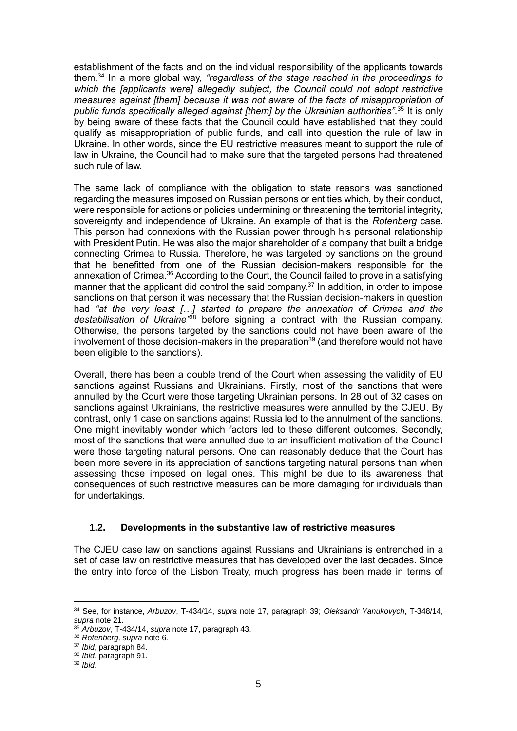establishment of the facts and on the individual responsibility of the applicants towards them.[34] In a more global way, *"regardless of the stage reached in the proceedings to which the [applicants were] allegedly subject, the Council could not adopt restrictive measures against [them] because it was not aware of the facts of misappropriation of public funds specifically alleged against [them] by the Ukrainian authorities"*.[35] It is only by being aware of these facts that the Council could have established that they could qualify as misappropriation of public funds, and call into question the rule of law in Ukraine. In other words, since the EU restrictive measures meant to support the rule of law in Ukraine, the Council had to make sure that the targeted persons had threatened such rule of law.

The same lack of compliance with the obligation to state reasons was sanctioned regarding the measures imposed on Russian persons or entities which, by their conduct, were responsible for actions or policies undermining or threatening the territorial integrity, sovereignty and independence of Ukraine. An example of that is the *Rotenberg* case. This person had connexions with the Russian power through his personal relationship with President Putin. He was also the major shareholder of a company that built a bridge connecting Crimea to Russia. Therefore, he was targeted by sanctions on the ground that he benefitted from one of the Russian decision-makers responsible for the annexation of Crimea.[36] According to the Court, the Council failed to prove in a satisfying manner that the applicant did control the said company.[37] In addition, in order to impose sanctions on that person it was necessary that the Russian decision-makers in question had *"at the very least […] started to prepare the annexation of Crimea and the destabilisation of Ukraine"*[38] before signing a contract with the Russian company. Otherwise, the persons targeted by the sanctions could not have been aware of the involvement of those decision-makers in the preparation[39] (and therefore would not have been eligible to the sanctions).

Overall, there has been a double trend of the Court when assessing the validity of EU sanctions against Russians and Ukrainians. Firstly, most of the sanctions that were annulled by the Court were those targeting Ukrainian persons. In 28 out of 32 cases on sanctions against Ukrainians, the restrictive measures were annulled by the CJEU. By contrast, only 1 case on sanctions against Russia led to the annulment of the sanctions. One might inevitably wonder which factors led to these different outcomes. Secondly, most of the sanctions that were annulled due to an insufficient motivation of the Council were those targeting natural persons. One can reasonably deduce that the Court has been more severe in its appreciation of sanctions targeting natural persons than when assessing those imposed on legal ones. This might be due to its awareness that consequences of such restrictive measures can be more damaging for individuals than for undertakings.

### 1.2. Developments in the substantive law of restrictive measures

The CJEU case law on sanctions against Russians and Ukrainians is entrenched in a set of case law on restrictive measures that has developed over the last decades. Since the entry into force of the Lisbon Treaty, much progress has been made in terms of

---

[34] See, for instance, *Arbuzov*, T-434/14, *supra* note 17, paragraph 39; *Oleksandr Yanukovych*, T-348/14, *supra* note 21.

[35] *Arbuzov*, T-434/14, *supra* note 17, paragraph 43.

[36] *Rotenberg, supra* note 6.

[37] *Ibid*, paragraph 84.

[38] *Ibid*, paragraph 91.

[39] *Ibid*.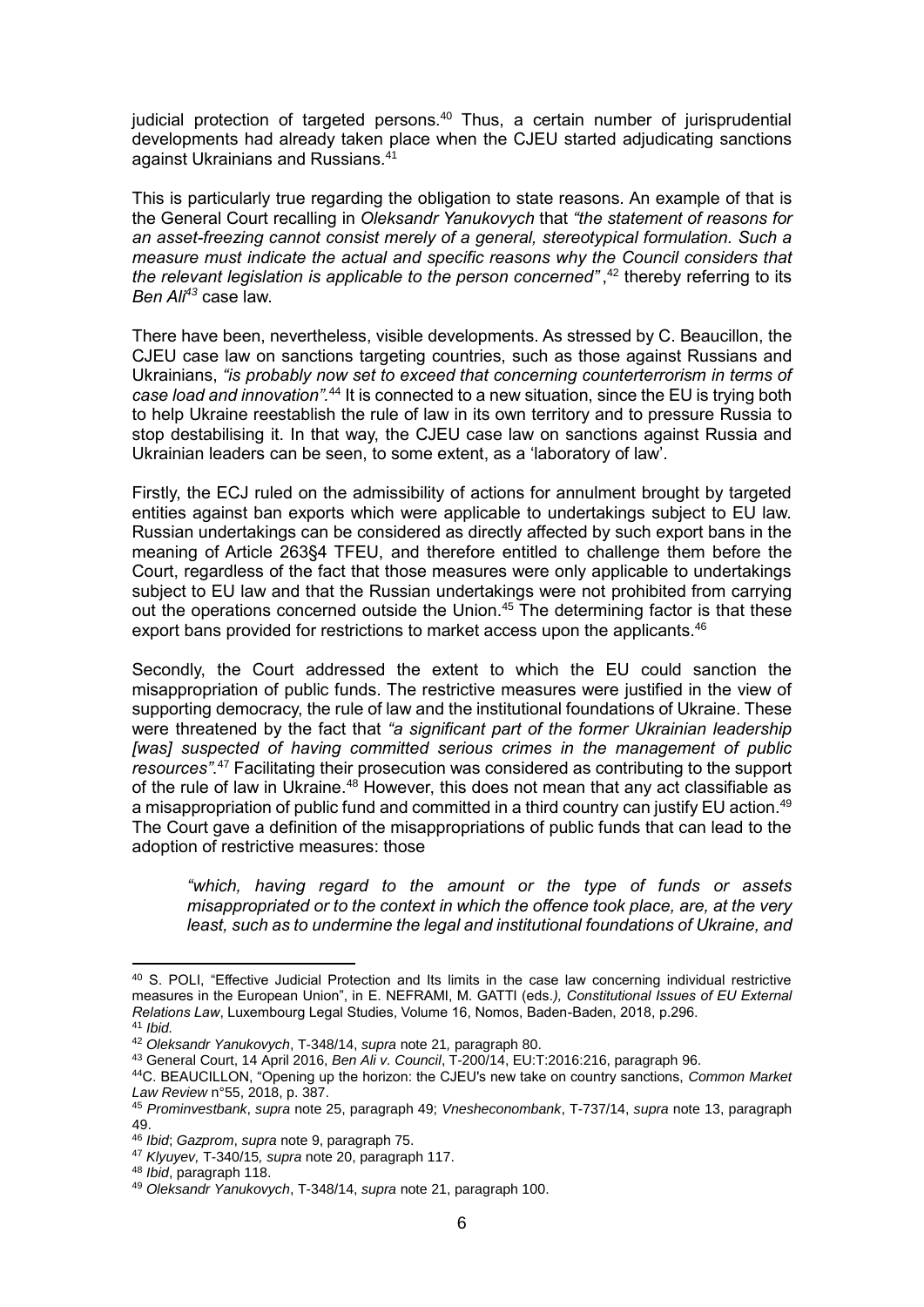judicial protection of targeted persons.[40] Thus, a certain number of jurisprudential developments had already taken place when the CJEU started adjudicating sanctions against Ukrainians and Russians.[41]

This is particularly true regarding the obligation to state reasons. An example of that is the General Court recalling in *Oleksandr Yanukovych* that *"the statement of reasons for an asset-freezing cannot consist merely of a general, stereotypical formulation. Such a measure must indicate the actual and specific reasons why the Council considers that the relevant legislation is applicable to the person concerned"*,[42] thereby referring to its *Ben Ali*[43] case law.

There have been, nevertheless, visible developments. As stressed by C. Beaucillon, the CJEU case law on sanctions targeting countries, such as those against Russians and Ukrainians, *"is probably now set to exceed that concerning counterterrorism in terms of case load and innovation"*.[44] It is connected to a new situation, since the EU is trying both to help Ukraine reestablish the rule of law in its own territory and to pressure Russia to stop destabilising it. In that way, the CJEU case law on sanctions against Russia and Ukrainian leaders can be seen, to some extent, as a 'laboratory of law'.

Firstly, the ECJ ruled on the admissibility of actions for annulment brought by targeted entities against ban exports which were applicable to undertakings subject to EU law. Russian undertakings can be considered as directly affected by such export bans in the meaning of Article 263§4 TFEU, and therefore entitled to challenge them before the Court, regardless of the fact that those measures were only applicable to undertakings subject to EU law and that the Russian undertakings were not prohibited from carrying out the operations concerned outside the Union.[45] The determining factor is that these export bans provided for restrictions to market access upon the applicants.[46]

Secondly, the Court addressed the extent to which the EU could sanction the misappropriation of public funds. The restrictive measures were justified in the view of supporting democracy, the rule of law and the institutional foundations of Ukraine. These were threatened by the fact that *"a significant part of the former Ukrainian leadership [was] suspected of having committed serious crimes in the management of public resources"*.[47] Facilitating their prosecution was considered as contributing to the support of the rule of law in Ukraine.[48] However, this does not mean that any act classifiable as a misappropriation of public fund and committed in a third country can justify EU action.[49] The Court gave a definition of the misappropriations of public funds that can lead to the adoption of restrictive measures: those

> *"which, having regard to the amount or the type of funds or assets misappropriated or to the context in which the offence took place, are, at the very least, such as to undermine the legal and institutional foundations of Ukraine, and*

---

[40] S. POLI, "Effective Judicial Protection and Its limits in the case law concerning individual restrictive measures in the European Union", in E. NEFRAMI, M. GATTI (eds*.), Constitutional Issues of EU External Relations Law*, Luxembourg Legal Studies, Volume 16, Nomos, Baden-Baden, 2018, p.296.

[41] *Ibid.*

[42] *Oleksandr Yanukovych*, T-348/14, *supra* note 21, paragraph 80.

[43] General Court, 14 April 2016, *Ben Ali v. Council*, T-200/14, EU:T:2016:216, paragraph 96.

[44] C. BEAUCILLON, "Opening up the horizon: the CJEU's new take on country sanctions, *Common Market Law Review* n°55, 2018, p. 387.

[45] *Prominvestbank*, *supra* note 25, paragraph 49; *Vnesheconombank*, T-737/14, *supra* note 13, paragraph 49.

[46] *Ibid*; *Gazprom*, *supra* note 9, paragraph 75.

[47] *Klyuyev,* T-340/15*, supra* note 20, paragraph 117.

[48] *Ibid*, paragraph 118.

[49] *Oleksandr Yanukovych*, T-348/14, *supra* note 21, paragraph 100.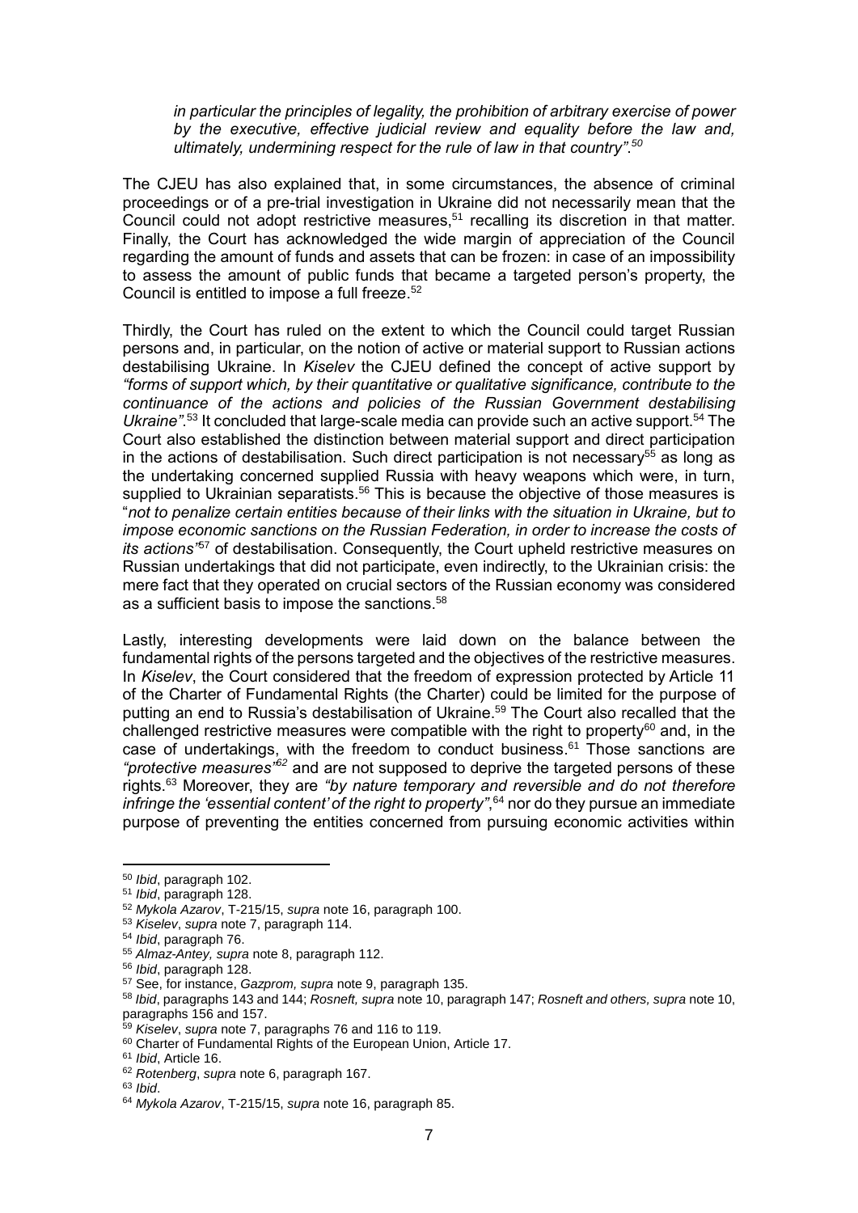*in particular the principles of legality, the prohibition of arbitrary exercise of power by the executive, effective judicial review and equality before the law and, ultimately, undermining respect for the rule of law in that country".*[50]

The CJEU has also explained that, in some circumstances, the absence of criminal proceedings or of a pre-trial investigation in Ukraine did not necessarily mean that the Council could not adopt restrictive measures,[51] recalling its discretion in that matter. Finally, the Court has acknowledged the wide margin of appreciation of the Council regarding the amount of funds and assets that can be frozen: in case of an impossibility to assess the amount of public funds that became a targeted person's property, the Council is entitled to impose a full freeze.[52]

Thirdly, the Court has ruled on the extent to which the Council could target Russian persons and, in particular, on the notion of active or material support to Russian actions destabilising Ukraine. In *Kiselev* the CJEU defined the concept of active support by *"forms of support which, by their quantitative or qualitative significance, contribute to the continuance of the actions and policies of the Russian Government destabilising Ukraine"*.[53] It concluded that large-scale media can provide such an active support.[54] The Court also established the distinction between material support and direct participation in the actions of destabilisation. Such direct participation is not necessary[55] as long as the undertaking concerned supplied Russia with heavy weapons which were, in turn, supplied to Ukrainian separatists.[56] This is because the objective of those measures is "*not to penalize certain entities because of their links with the situation in Ukraine, but to impose economic sanctions on the Russian Federation, in order to increase the costs of its actions"*[57] of destabilisation. Consequently, the Court upheld restrictive measures on Russian undertakings that did not participate, even indirectly, to the Ukrainian crisis: the mere fact that they operated on crucial sectors of the Russian economy was considered as a sufficient basis to impose the sanctions.[58]

Lastly, interesting developments were laid down on the balance between the fundamental rights of the persons targeted and the objectives of the restrictive measures. In *Kiselev*, the Court considered that the freedom of expression protected by Article 11 of the Charter of Fundamental Rights (the Charter) could be limited for the purpose of putting an end to Russia's destabilisation of Ukraine.[59] The Court also recalled that the challenged restrictive measures were compatible with the right to property[60] and, in the case of undertakings, with the freedom to conduct business.[61] Those sanctions are *"protective measures"*[62] and are not supposed to deprive the targeted persons of these rights.[63] Moreover, they are *"by nature temporary and reversible and do not therefore infringe the 'essential content' of the right to property"*,[64] nor do they pursue an immediate purpose of preventing the entities concerned from pursuing economic activities within

---

[50] *Ibid*, paragraph 102.
[51] *Ibid*, paragraph 128.
[52] *Mykola Azarov*, T-215/15, *supra* note 16, paragraph 100.
[53] *Kiselev*, *supra* note 7, paragraph 114.
[54] *Ibid*, paragraph 76.
[55] *Almaz-Antey, supra* note 8, paragraph 112.
[56] *Ibid*, paragraph 128.
[57] See, for instance, *Gazprom, supra* note 9, paragraph 135.
[58] *Ibid*, paragraphs 143 and 144; *Rosneft, supra* note 10, paragraph 147; *Rosneft and others, supra* note 10, paragraphs 156 and 157.
[59] *Kiselev*, *supra* note 7, paragraphs 76 and 116 to 119.
[60] Charter of Fundamental Rights of the European Union, Article 17.
[61] *Ibid*, Article 16.
[62] *Rotenberg*, *supra* note 6, paragraph 167.
[63] *Ibid*.
[64] *Mykola Azarov*, T-215/15, *supra* note 16, paragraph 85.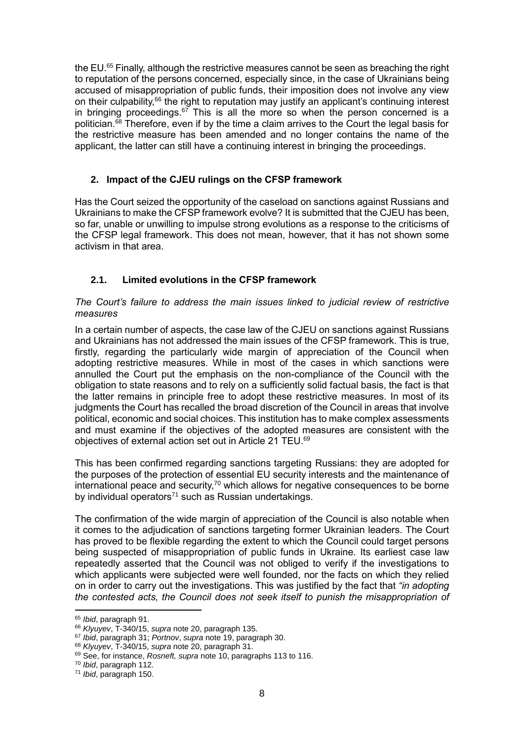the EU.[65] Finally, although the restrictive measures cannot be seen as breaching the right to reputation of the persons concerned, especially since, in the case of Ukrainians being accused of misappropriation of public funds, their imposition does not involve any view on their culpability,[66] the right to reputation may justify an applicant's continuing interest in bringing proceedings.[67] This is all the more so when the person concerned is a politician.[68] Therefore, even if by the time a claim arrives to the Court the legal basis for the restrictive measure has been amended and no longer contains the name of the applicant, the latter can still have a continuing interest in bringing the proceedings.

## 2. Impact of the CJEU rulings on the CFSP framework

Has the Court seized the opportunity of the caseload on sanctions against Russians and Ukrainians to make the CFSP framework evolve? It is submitted that the CJEU has been, so far, unable or unwilling to impulse strong evolutions as a response to the criticisms of the CFSP legal framework. This does not mean, however, that it has not shown some activism in that area.

### 2.1. Limited evolutions in the CFSP framework

*The Court's failure to address the main issues linked to judicial review of restrictive measures*

In a certain number of aspects, the case law of the CJEU on sanctions against Russians and Ukrainians has not addressed the main issues of the CFSP framework. This is true, firstly, regarding the particularly wide margin of appreciation of the Council when adopting restrictive measures. While in most of the cases in which sanctions were annulled the Court put the emphasis on the non-compliance of the Council with the obligation to state reasons and to rely on a sufficiently solid factual basis, the fact is that the latter remains in principle free to adopt these restrictive measures. In most of its judgments the Court has recalled the broad discretion of the Council in areas that involve political, economic and social choices. This institution has to make complex assessments and must examine if the objectives of the adopted measures are consistent with the objectives of external action set out in Article 21 TEU.[69]

This has been confirmed regarding sanctions targeting Russians: they are adopted for the purposes of the protection of essential EU security interests and the maintenance of international peace and security,[70] which allows for negative consequences to be borne by individual operators[71] such as Russian undertakings.

The confirmation of the wide margin of appreciation of the Council is also notable when it comes to the adjudication of sanctions targeting former Ukrainian leaders. The Court has proved to be flexible regarding the extent to which the Council could target persons being suspected of misappropriation of public funds in Ukraine. Its earliest case law repeatedly asserted that the Council was not obliged to verify if the investigations to which applicants were subjected were well founded, nor the facts on which they relied on in order to carry out the investigations. This was justified by the fact that *"in adopting the contested acts, the Council does not seek itself to punish the misappropriation of*

---

[65] *Ibid*, paragraph 91.

[66] *Klyuyev*, T-340/15, *supra* note 20, paragraph 135.

[67] *Ibid*, paragraph 31; *Portnov*, *supra* note 19, paragraph 30.

[68] *Klyuyev*, T-340/15, *supra* note 20, paragraph 31.

[69] See, for instance, *Rosneft, supra* note 10, paragraphs 113 to 116.

[70] *Ibid*, paragraph 112.

[71] *Ibid*, paragraph 150.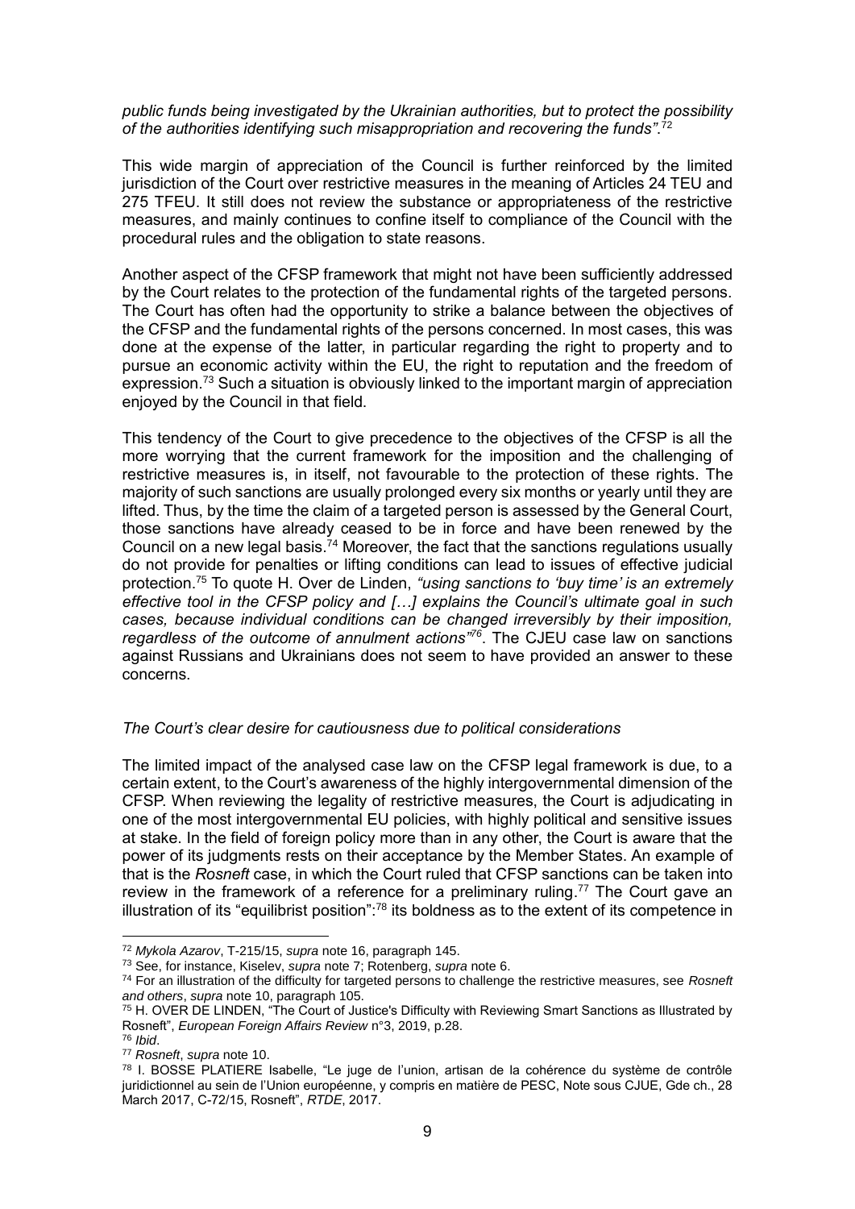*public funds being investigated by the Ukrainian authorities, but to protect the possibility of the authorities identifying such misappropriation and recovering the funds"*.[72]

This wide margin of appreciation of the Council is further reinforced by the limited jurisdiction of the Court over restrictive measures in the meaning of Articles 24 TEU and 275 TFEU. It still does not review the substance or appropriateness of the restrictive measures, and mainly continues to confine itself to compliance of the Council with the procedural rules and the obligation to state reasons.

Another aspect of the CFSP framework that might not have been sufficiently addressed by the Court relates to the protection of the fundamental rights of the targeted persons. The Court has often had the opportunity to strike a balance between the objectives of the CFSP and the fundamental rights of the persons concerned. In most cases, this was done at the expense of the latter, in particular regarding the right to property and to pursue an economic activity within the EU, the right to reputation and the freedom of expression.[73] Such a situation is obviously linked to the important margin of appreciation enjoyed by the Council in that field.

This tendency of the Court to give precedence to the objectives of the CFSP is all the more worrying that the current framework for the imposition and the challenging of restrictive measures is, in itself, not favourable to the protection of these rights. The majority of such sanctions are usually prolonged every six months or yearly until they are lifted. Thus, by the time the claim of a targeted person is assessed by the General Court, those sanctions have already ceased to be in force and have been renewed by the Council on a new legal basis.[74] Moreover, the fact that the sanctions regulations usually do not provide for penalties or lifting conditions can lead to issues of effective judicial protection.[75] To quote H. Over de Linden, *"using sanctions to 'buy time' is an extremely effective tool in the CFSP policy and […] explains the Council's ultimate goal in such cases, because individual conditions can be changed irreversibly by their imposition, regardless of the outcome of annulment actions"*[76]. The CJEU case law on sanctions against Russians and Ukrainians does not seem to have provided an answer to these concerns.

*The Court's clear desire for cautiousness due to political considerations*

The limited impact of the analysed case law on the CFSP legal framework is due, to a certain extent, to the Court's awareness of the highly intergovernmental dimension of the CFSP. When reviewing the legality of restrictive measures, the Court is adjudicating in one of the most intergovernmental EU policies, with highly political and sensitive issues at stake. In the field of foreign policy more than in any other, the Court is aware that the power of its judgments rests on their acceptance by the Member States. An example of that is the *Rosneft* case, in which the Court ruled that CFSP sanctions can be taken into review in the framework of a reference for a preliminary ruling.[77] The Court gave an illustration of its "equilibrist position":[78] its boldness as to the extent of its competence in

---

[72] *Mykola Azarov*, T-215/15, *supra* note 16, paragraph 145.

[73] See, for instance, Kiselev, *supra* note 7; Rotenberg, *supra* note 6.

[74] For an illustration of the difficulty for targeted persons to challenge the restrictive measures, see *Rosneft and others*, *supra* note 10, paragraph 105.

[75] H. OVER DE LINDEN, "The Court of Justice's Difficulty with Reviewing Smart Sanctions as Illustrated by Rosneft", *European Foreign Affairs Review* n°3, 2019, p.28.

[76] *Ibid*.

[77] *Rosneft*, *supra* note 10.

[78] I. BOSSE PLATIERE Isabelle, "Le juge de l'union, artisan de la cohérence du système de contrôle juridictionnel au sein de l'Union européenne, y compris en matière de PESC, Note sous CJUE, Gde ch., 28 March 2017, C-72/15, Rosneft", *RTDE*, 2017.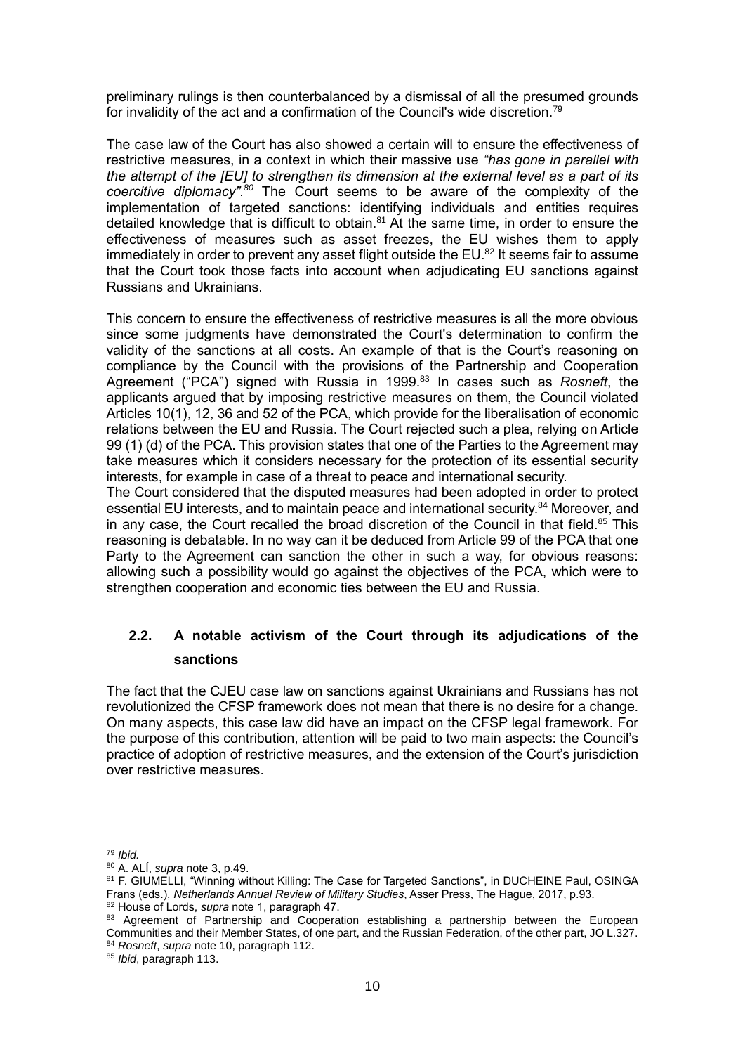preliminary rulings is then counterbalanced by a dismissal of all the presumed grounds for invalidity of the act and a confirmation of the Council's wide discretion.[79]

The case law of the Court has also showed a certain will to ensure the effectiveness of restrictive measures, in a context in which their massive use *"has gone in parallel with the attempt of the [EU] to strengthen its dimension at the external level as a part of its coercitive diplomacy"*.[80] The Court seems to be aware of the complexity of the implementation of targeted sanctions: identifying individuals and entities requires detailed knowledge that is difficult to obtain.[81] At the same time, in order to ensure the effectiveness of measures such as asset freezes, the EU wishes them to apply immediately in order to prevent any asset flight outside the EU.[82] It seems fair to assume that the Court took those facts into account when adjudicating EU sanctions against Russians and Ukrainians.

This concern to ensure the effectiveness of restrictive measures is all the more obvious since some judgments have demonstrated the Court's determination to confirm the validity of the sanctions at all costs. An example of that is the Court's reasoning on compliance by the Council with the provisions of the Partnership and Cooperation Agreement ("PCA") signed with Russia in 1999.[83] In cases such as *Rosneft*, the applicants argued that by imposing restrictive measures on them, the Council violated Articles 10(1), 12, 36 and 52 of the PCA, which provide for the liberalisation of economic relations between the EU and Russia. The Court rejected such a plea, relying on Article 99 (1) (d) of the PCA. This provision states that one of the Parties to the Agreement may take measures which it considers necessary for the protection of its essential security interests, for example in case of a threat to peace and international security.

The Court considered that the disputed measures had been adopted in order to protect essential EU interests, and to maintain peace and international security.[84] Moreover, and in any case, the Court recalled the broad discretion of the Council in that field.[85] This reasoning is debatable. In no way can it be deduced from Article 99 of the PCA that one Party to the Agreement can sanction the other in such a way, for obvious reasons: allowing such a possibility would go against the objectives of the PCA, which were to strengthen cooperation and economic ties between the EU and Russia.

## 2.2. A notable activism of the Court through its adjudications of the sanctions

The fact that the CJEU case law on sanctions against Ukrainians and Russians has not revolutionized the CFSP framework does not mean that there is no desire for a change. On many aspects, this case law did have an impact on the CFSP legal framework. For the purpose of this contribution, attention will be paid to two main aspects: the Council's practice of adoption of restrictive measures, and the extension of the Court's jurisdiction over restrictive measures.

---

[79] *Ibid.*

[80] A. ALÍ, *supra* note 3, p.49.

[81] F. GIUMELLI, "Winning without Killing: The Case for Targeted Sanctions", in DUCHEINE Paul, OSINGA Frans (eds.), *Netherlands Annual Review of Military Studies*, Asser Press, The Hague, 2017, p.93.

[82] House of Lords, *supra* note 1, paragraph 47.

[83] Agreement of Partnership and Cooperation establishing a partnership between the European Communities and their Member States, of one part, and the Russian Federation, of the other part, JO L.327.

[84] *Rosneft*, *supra* note 10, paragraph 112.

[85] *Ibid*, paragraph 113.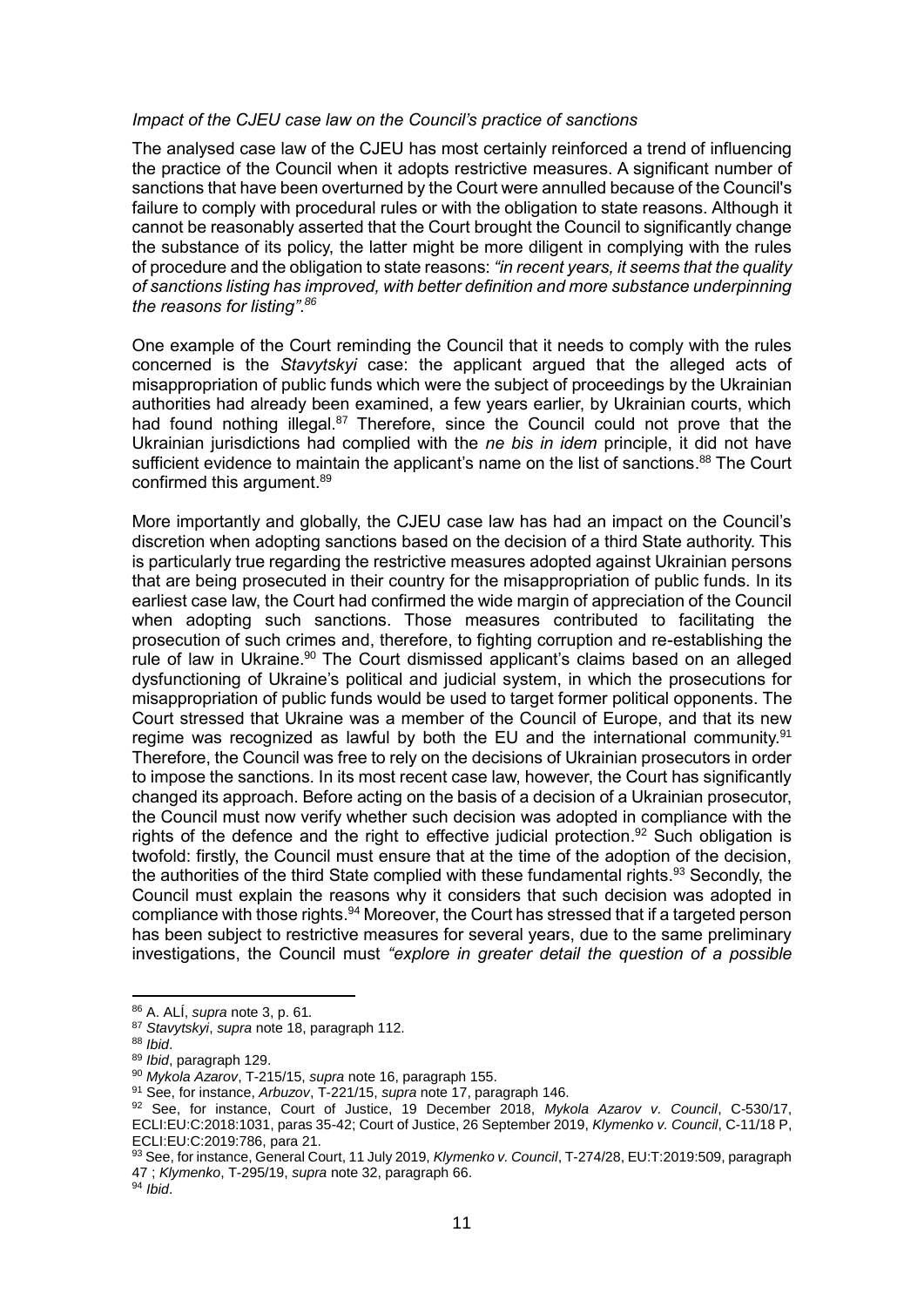*Impact of the CJEU case law on the Council's practice of sanctions*

The analysed case law of the CJEU has most certainly reinforced a trend of influencing the practice of the Council when it adopts restrictive measures. A significant number of sanctions that have been overturned by the Court were annulled because of the Council's failure to comply with procedural rules or with the obligation to state reasons. Although it cannot be reasonably asserted that the Court brought the Council to significantly change the substance of its policy, the latter might be more diligent in complying with the rules of procedure and the obligation to state reasons: *"in recent years, it seems that the quality of sanctions listing has improved, with better definition and more substance underpinning the reasons for listing".*[86]

One example of the Court reminding the Council that it needs to comply with the rules concerned is the *Stavytskyi* case: the applicant argued that the alleged acts of misappropriation of public funds which were the subject of proceedings by the Ukrainian authorities had already been examined, a few years earlier, by Ukrainian courts, which had found nothing illegal.[87] Therefore, since the Council could not prove that the Ukrainian jurisdictions had complied with the *ne bis in idem* principle, it did not have sufficient evidence to maintain the applicant's name on the list of sanctions.[88] The Court confirmed this argument.[89]

More importantly and globally, the CJEU case law has had an impact on the Council's discretion when adopting sanctions based on the decision of a third State authority. This is particularly true regarding the restrictive measures adopted against Ukrainian persons that are being prosecuted in their country for the misappropriation of public funds. In its earliest case law, the Court had confirmed the wide margin of appreciation of the Council when adopting such sanctions. Those measures contributed to facilitating the prosecution of such crimes and, therefore, to fighting corruption and re-establishing the rule of law in Ukraine.[90] The Court dismissed applicant's claims based on an alleged dysfunctioning of Ukraine's political and judicial system, in which the prosecutions for misappropriation of public funds would be used to target former political opponents. The Court stressed that Ukraine was a member of the Council of Europe, and that its new regime was recognized as lawful by both the EU and the international community.[91] Therefore, the Council was free to rely on the decisions of Ukrainian prosecutors in order to impose the sanctions. In its most recent case law, however, the Court has significantly changed its approach. Before acting on the basis of a decision of a Ukrainian prosecutor, the Council must now verify whether such decision was adopted in compliance with the rights of the defence and the right to effective judicial protection.[92] Such obligation is twofold: firstly, the Council must ensure that at the time of the adoption of the decision, the authorities of the third State complied with these fundamental rights.[93] Secondly, the Council must explain the reasons why it considers that such decision was adopted in compliance with those rights.[94] Moreover, the Court has stressed that if a targeted person has been subject to restrictive measures for several years, due to the same preliminary investigations, the Council must *"explore in greater detail the question of a possible*

---

[86] A. ALÍ, *supra* note 3, p. 61.

[87] *Stavytskyi*, *supra* note 18, paragraph 112.

[88] *Ibid*.

[89] *Ibid*, paragraph 129.

[90] *Mykola Azarov*, T-215/15, *supra* note 16, paragraph 155.

[91] See, for instance, *Arbuzov*, T-221/15, *supra* note 17, paragraph 146.

[92] See, for instance, Court of Justice, 19 December 2018, *Mykola Azarov v. Council*, C-530/17, ECLI:EU:C:2018:1031, paras 35-42; Court of Justice, 26 September 2019, *Klymenko v. Council*, C-11/18 P, ECLI:EU:C:2019:786, para 21.

[93] See, for instance, General Court, 11 July 2019, *Klymenko v. Council*, T-274/28, EU:T:2019:509, paragraph 47 ; *Klymenko*, T-295/19, *supra* note 32, paragraph 66.

[94] *Ibid*.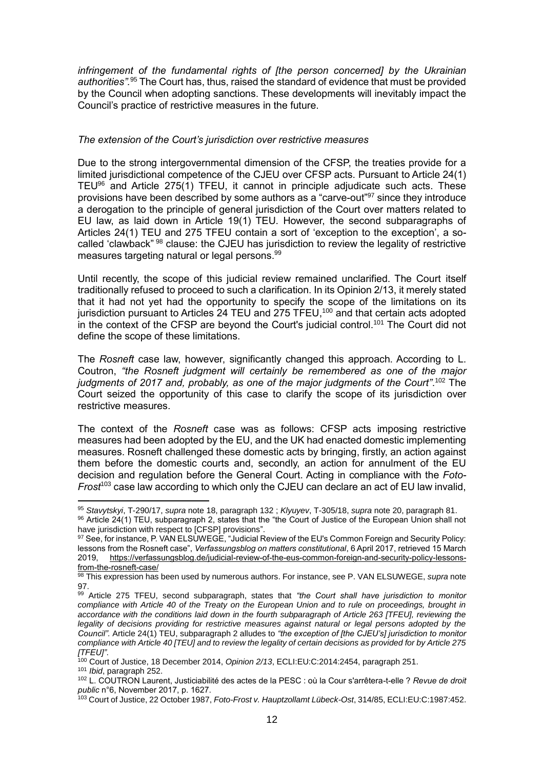*infringement of the fundamental rights of [the person concerned] by the Ukrainian authorities".*[95] The Court has, thus, raised the standard of evidence that must be provided by the Council when adopting sanctions. These developments will inevitably impact the Council's practice of restrictive measures in the future.

*The extension of the Court's jurisdiction over restrictive measures*

Due to the strong intergovernmental dimension of the CFSP, the treaties provide for a limited jurisdictional competence of the CJEU over CFSP acts. Pursuant to Article 24(1) TEU[96] and Article 275(1) TFEU, it cannot in principle adjudicate such acts. These provisions have been described by some authors as a "carve-out"[97] since they introduce a derogation to the principle of general jurisdiction of the Court over matters related to EU law, as laid down in Article 19(1) TEU. However, the second subparagraphs of Articles 24(1) TEU and 275 TFEU contain a sort of 'exception to the exception', a so-called 'clawback"[98] clause: the CJEU has jurisdiction to review the legality of restrictive measures targeting natural or legal persons.[99]

Until recently, the scope of this judicial review remained unclarified. The Court itself traditionally refused to proceed to such a clarification. In its Opinion 2/13, it merely stated that it had not yet had the opportunity to specify the scope of the limitations on its jurisdiction pursuant to Articles 24 TEU and 275 TFEU,[100] and that certain acts adopted in the context of the CFSP are beyond the Court's judicial control.[101] The Court did not define the scope of these limitations.

The *Rosneft* case law, however, significantly changed this approach. According to L. Coutron, *"the Rosneft judgment will certainly be remembered as one of the major judgments of 2017 and, probably, as one of the major judgments of the Court"*.[102] The Court seized the opportunity of this case to clarify the scope of its jurisdiction over restrictive measures.

The context of the *Rosneft* case was as follows: CFSP acts imposing restrictive measures had been adopted by the EU, and the UK had enacted domestic implementing measures. Rosneft challenged these domestic acts by bringing, firstly, an action against them before the domestic courts and, secondly, an action for annulment of the EU decision and regulation before the General Court. Acting in compliance with the *Foto-Frost*[103] case law according to which only the CJEU can declare an act of EU law invalid,

---

[95] *Stavytskyi*, T-290/17, *supra* note 18, paragraph 132 ; *Klyuyev*, T-305/18, *supra* note 20, paragraph 81.

[96] Article 24(1) TEU, subparagraph 2, states that the "the Court of Justice of the European Union shall not have jurisdiction with respect to [CFSP] provisions".

[97] See, for instance, P. VAN ELSUWEGE, "Judicial Review of the EU's Common Foreign and Security Policy: lessons from the Rosneft case", *Verfassungsblog on matters constitutional*, 6 April 2017, retrieved 15 March 2019, https://verfassungsblog.de/judicial-review-of-the-eus-common-foreign-and-security-policy-lessons-from-the-rosneft-case/

[98] This expression has been used by numerous authors. For instance, see P. VAN ELSUWEGE, *supra* note 97.

[99] Article 275 TFEU, second subparagraph, states that *"the Court shall have jurisdiction to monitor compliance with Article 40 of the Treaty on the European Union and to rule on proceedings, brought in accordance with the conditions laid down in the fourth subparagraph of Article 263 [TFEU], reviewing the legality of decisions providing for restrictive measures against natural or legal persons adopted by the Council".* Article 24(1) TEU, subparagraph 2 alludes to *"the exception of [the CJEU's] jurisdiction to monitor compliance with Article 40 [TEU] and to review the legality of certain decisions as provided for by Article 275 [TFEU]"*.

[100] Court of Justice, 18 December 2014, *Opinion 2/13*, ECLI:EU:C:2014:2454, paragraph 251.

[101] *Ibid*, paragraph 252.

[102] L. COUTRON Laurent, Justiciabilité des actes de la PESC : où la Cour s'arrêtera-t-elle ? *Revue de droit public* n°6, November 2017, p. 1627.

[103] Court of Justice, 22 October 1987, *Foto-Frost v. Hauptzollamt Lübeck-Ost*, 314/85, ECLI:EU:C:1987:452.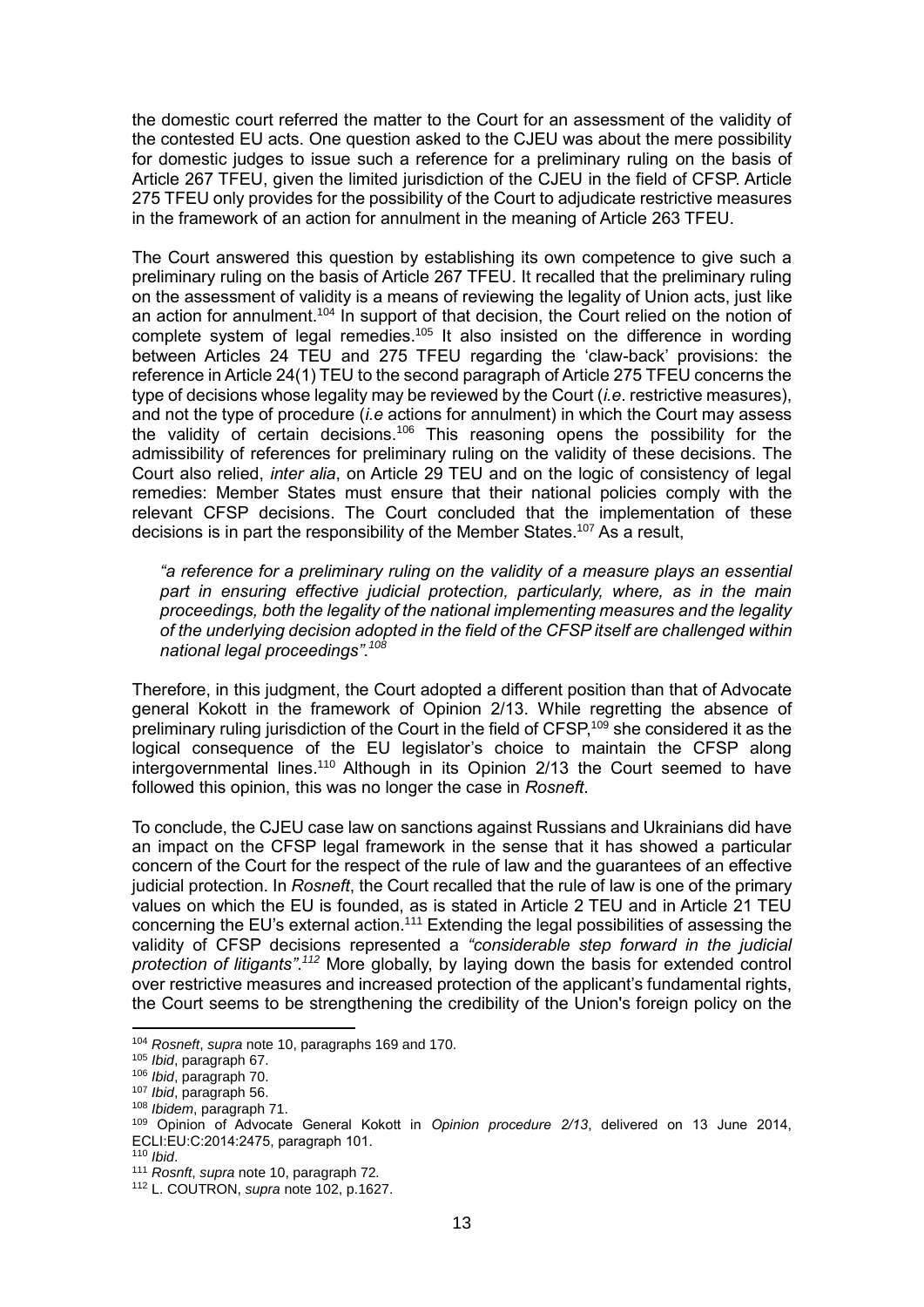the domestic court referred the matter to the Court for an assessment of the validity of the contested EU acts. One question asked to the CJEU was about the mere possibility for domestic judges to issue such a reference for a preliminary ruling on the basis of Article 267 TFEU, given the limited jurisdiction of the CJEU in the field of CFSP. Article 275 TFEU only provides for the possibility of the Court to adjudicate restrictive measures in the framework of an action for annulment in the meaning of Article 263 TFEU.

The Court answered this question by establishing its own competence to give such a preliminary ruling on the basis of Article 267 TFEU. It recalled that the preliminary ruling on the assessment of validity is a means of reviewing the legality of Union acts, just like an action for annulment.[104] In support of that decision, the Court relied on the notion of complete system of legal remedies.[105] It also insisted on the difference in wording between Articles 24 TEU and 275 TFEU regarding the 'claw-back' provisions: the reference in Article 24(1) TEU to the second paragraph of Article 275 TFEU concerns the type of decisions whose legality may be reviewed by the Court (*i.e*. restrictive measures), and not the type of procedure (*i.e* actions for annulment) in which the Court may assess the validity of certain decisions.[106] This reasoning opens the possibility for the admissibility of references for preliminary ruling on the validity of these decisions. The Court also relied, *inter alia*, on Article 29 TEU and on the logic of consistency of legal remedies: Member States must ensure that their national policies comply with the relevant CFSP decisions. The Court concluded that the implementation of these decisions is in part the responsibility of the Member States.[107] As a result,

> *"a reference for a preliminary ruling on the validity of a measure plays an essential part in ensuring effective judicial protection, particularly, where, as in the main proceedings, both the legality of the national implementing measures and the legality of the underlying decision adopted in the field of the CFSP itself are challenged within national legal proceedings".*[108]

Therefore, in this judgment, the Court adopted a different position than that of Advocate general Kokott in the framework of Opinion 2/13. While regretting the absence of preliminary ruling jurisdiction of the Court in the field of CFSP,[109] she considered it as the logical consequence of the EU legislator's choice to maintain the CFSP along intergovernmental lines.[110] Although in its Opinion 2/13 the Court seemed to have followed this opinion, this was no longer the case in *Rosneft*.

To conclude, the CJEU case law on sanctions against Russians and Ukrainians did have an impact on the CFSP legal framework in the sense that it has showed a particular concern of the Court for the respect of the rule of law and the guarantees of an effective judicial protection. In *Rosneft*, the Court recalled that the rule of law is one of the primary values on which the EU is founded, as is stated in Article 2 TEU and in Article 21 TEU concerning the EU's external action.[111] Extending the legal possibilities of assessing the validity of CFSP decisions represented a *"considerable step forward in the judicial protection of litigants"*.[112] More globally, by laying down the basis for extended control over restrictive measures and increased protection of the applicant's fundamental rights, the Court seems to be strengthening the credibility of the Union's foreign policy on the

---

[104] *Rosneft*, *supra* note 10, paragraphs 169 and 170.

[105] *Ibid*, paragraph 67.

[106] *Ibid*, paragraph 70.

[107] *Ibid*, paragraph 56.

[108] *Ibidem*, paragraph 71.

[109] Opinion of Advocate General Kokott in *Opinion procedure 2/13*, delivered on 13 June 2014, ECLI:EU:C:2014:2475, paragraph 101.

[110] *Ibid*.

[111] *Rosnft*, *supra* note 10, paragraph 72.

[112] L. COUTRON, *supra* note 102, p.1627.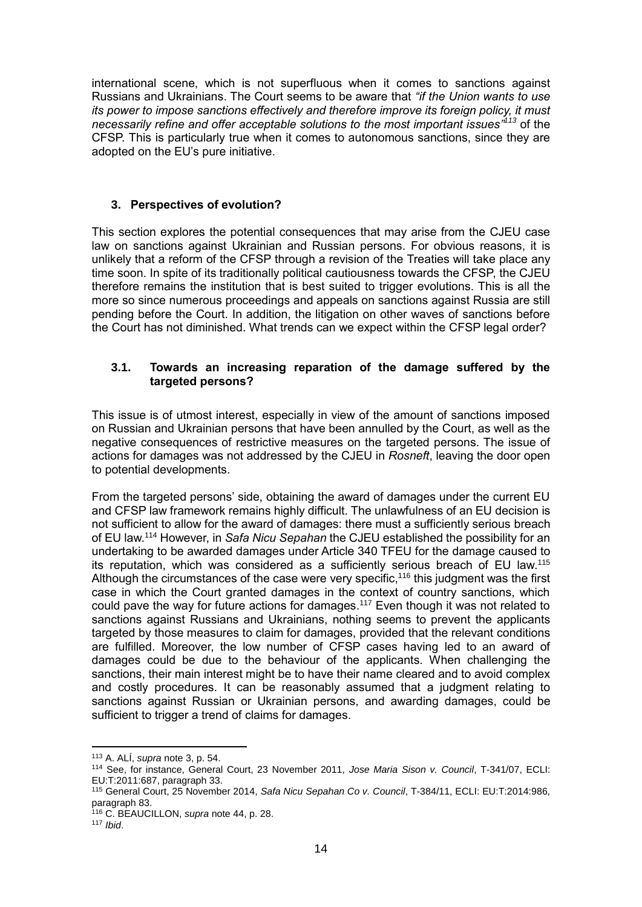international scene, which is not superfluous when it comes to sanctions against Russians and Ukrainians. The Court seems to be aware that *"if the Union wants to use its power to impose sanctions effectively and therefore improve its foreign policy, it must necessarily refine and offer acceptable solutions to the most important issues"*[113] of the CFSP. This is particularly true when it comes to autonomous sanctions, since they are adopted on the EU's pure initiative.

## 3. Perspectives of evolution?

This section explores the potential consequences that may arise from the CJEU case law on sanctions against Ukrainian and Russian persons. For obvious reasons, it is unlikely that a reform of the CFSP through a revision of the Treaties will take place any time soon. In spite of its traditionally political cautiousness towards the CFSP, the CJEU therefore remains the institution that is best suited to trigger evolutions. This is all the more so since numerous proceedings and appeals on sanctions against Russia are still pending before the Court. In addition, the litigation on other waves of sanctions before the Court has not diminished. What trends can we expect within the CFSP legal order?

### 3.1. Towards an increasing reparation of the damage suffered by the targeted persons?

This issue is of utmost interest, especially in view of the amount of sanctions imposed on Russian and Ukrainian persons that have been annulled by the Court, as well as the negative consequences of restrictive measures on the targeted persons. The issue of actions for damages was not addressed by the CJEU in *Rosneft*, leaving the door open to potential developments.

From the targeted persons' side, obtaining the award of damages under the current EU and CFSP law framework remains highly difficult. The unlawfulness of an EU decision is not sufficient to allow for the award of damages: there must a sufficiently serious breach of EU law.[114] However, in *Safa Nicu Sepahan* the CJEU established the possibility for an undertaking to be awarded damages under Article 340 TFEU for the damage caused to its reputation, which was considered as a sufficiently serious breach of EU law.[115] Although the circumstances of the case were very specific,[116] this judgment was the first case in which the Court granted damages in the context of country sanctions, which could pave the way for future actions for damages.[117] Even though it was not related to sanctions against Russians and Ukrainians, nothing seems to prevent the applicants targeted by those measures to claim for damages, provided that the relevant conditions are fulfilled. Moreover, the low number of CFSP cases having led to an award of damages could be due to the behaviour of the applicants. When challenging the sanctions, their main interest might be to have their name cleared and to avoid complex and costly procedures. It can be reasonably assumed that a judgment relating to sanctions against Russian or Ukrainian persons, and awarding damages, could be sufficient to trigger a trend of claims for damages.

---

[113] A. ALÍ, *supra* note 3, p. 54.

[114] See, for instance, General Court, 23 November 2011, *Jose Maria Sison v. Council*, T-341/07, ECLI: EU:T:2011:687, paragraph 33.

[115] General Court, 25 November 2014, *Safa Nicu Sepahan Co v. Council*, T-384/11, ECLI: EU:T:2014:986, paragraph 83.

[116] C. BEAUCILLON, *supra* note 44, p. 28.

[117] *Ibid*.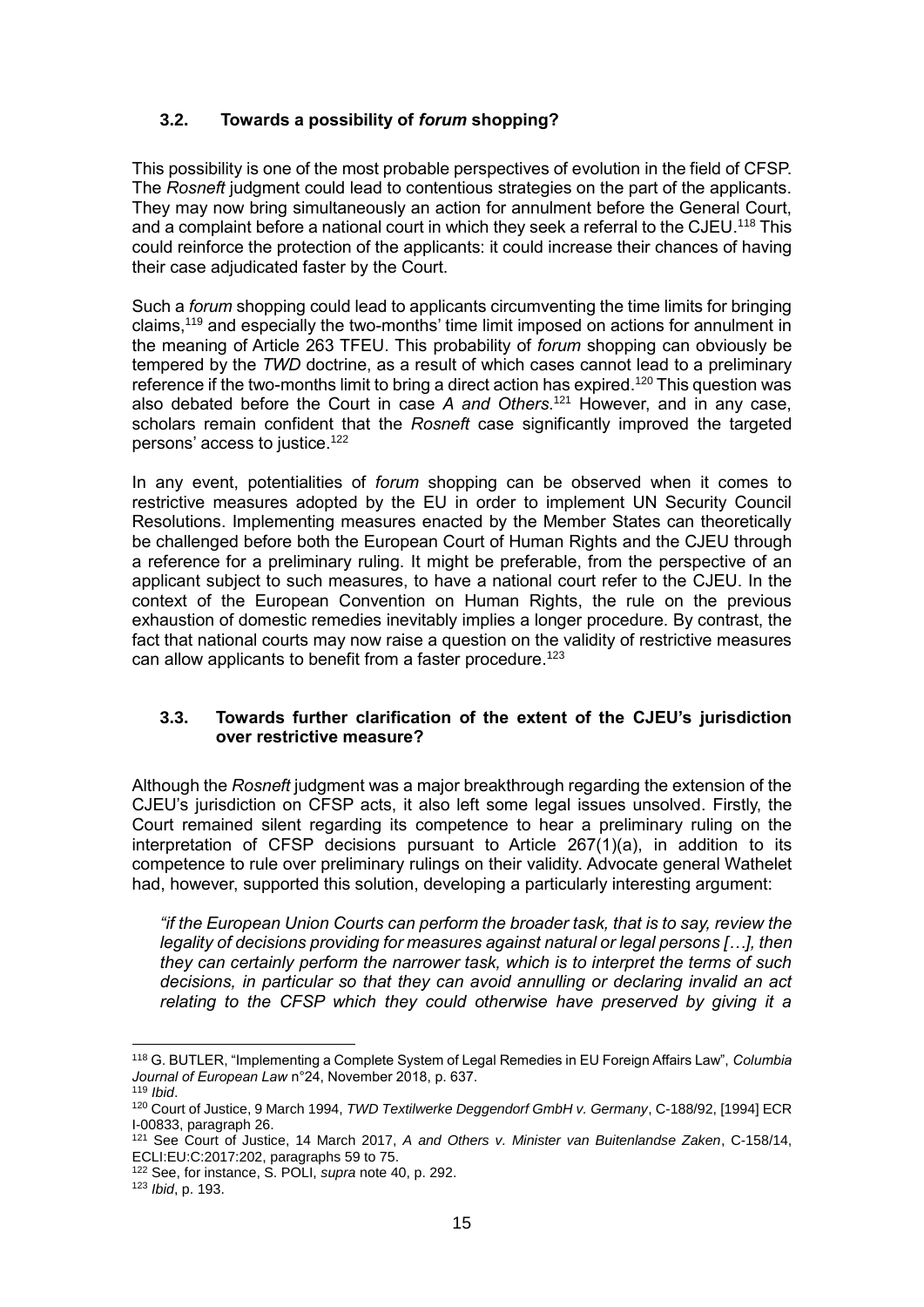### 3.2. Towards a possibility of *forum* shopping?

This possibility is one of the most probable perspectives of evolution in the field of CFSP. The *Rosneft* judgment could lead to contentious strategies on the part of the applicants. They may now bring simultaneously an action for annulment before the General Court, and a complaint before a national court in which they seek a referral to the CJEU.[118] This could reinforce the protection of the applicants: it could increase their chances of having their case adjudicated faster by the Court.

Such a *forum* shopping could lead to applicants circumventing the time limits for bringing claims,[119] and especially the two-months' time limit imposed on actions for annulment in the meaning of Article 263 TFEU. This probability of *forum* shopping can obviously be tempered by the *TWD* doctrine, as a result of which cases cannot lead to a preliminary reference if the two-months limit to bring a direct action has expired.[120] This question was also debated before the Court in case *A and Others*.[121] However, and in any case, scholars remain confident that the *Rosneft* case significantly improved the targeted persons' access to justice.[122]

In any event, potentialities of *forum* shopping can be observed when it comes to restrictive measures adopted by the EU in order to implement UN Security Council Resolutions. Implementing measures enacted by the Member States can theoretically be challenged before both the European Court of Human Rights and the CJEU through a reference for a preliminary ruling. It might be preferable, from the perspective of an applicant subject to such measures, to have a national court refer to the CJEU. In the context of the European Convention on Human Rights, the rule on the previous exhaustion of domestic remedies inevitably implies a longer procedure. By contrast, the fact that national courts may now raise a question on the validity of restrictive measures can allow applicants to benefit from a faster procedure.[123]

### 3.3. Towards further clarification of the extent of the CJEU's jurisdiction over restrictive measure?

Although the *Rosneft* judgment was a major breakthrough regarding the extension of the CJEU's jurisdiction on CFSP acts, it also left some legal issues unsolved. Firstly, the Court remained silent regarding its competence to hear a preliminary ruling on the interpretation of CFSP decisions pursuant to Article 267(1)(a), in addition to its competence to rule over preliminary rulings on their validity. Advocate general Wathelet had, however, supported this solution, developing a particularly interesting argument:

> *"if the European Union Courts can perform the broader task, that is to say, review the legality of decisions providing for measures against natural or legal persons […], then they can certainly perform the narrower task, which is to interpret the terms of such decisions, in particular so that they can avoid annulling or declaring invalid an act relating to the CFSP which they could otherwise have preserved by giving it a*

---

[118] G. BUTLER, "Implementing a Complete System of Legal Remedies in EU Foreign Affairs Law", *Columbia Journal of European Law* n°24, November 2018, p. 637.

[119] *Ibid*.

[120] Court of Justice, 9 March 1994, *TWD Textilwerke Deggendorf GmbH v. Germany*, C-188/92, [1994] ECR I-00833, paragraph 26.

[121] See Court of Justice, 14 March 2017, *A and Others v. Minister van Buitenlandse Zaken*, C-158/14, ECLI:EU:C:2017:202, paragraphs 59 to 75.

[122] See, for instance, S. POLI, *supra* note 40, p. 292.

[123] *Ibid*, p. 193.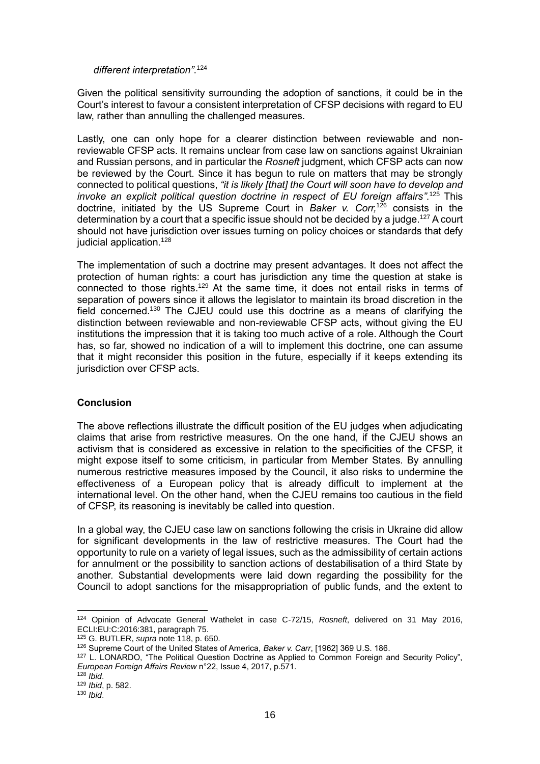*different interpretation"*.[124]

Given the political sensitivity surrounding the adoption of sanctions, it could be in the Court's interest to favour a consistent interpretation of CFSP decisions with regard to EU law, rather than annulling the challenged measures.

Lastly, one can only hope for a clearer distinction between reviewable and non-reviewable CFSP acts. It remains unclear from case law on sanctions against Ukrainian and Russian persons, and in particular the *Rosneft* judgment, which CFSP acts can now be reviewed by the Court. Since it has begun to rule on matters that may be strongly connected to political questions, *"it is likely [that] the Court will soon have to develop and invoke an explicit political question doctrine in respect of EU foreign affairs"*.[125] This doctrine, initiated by the US Supreme Court in *Baker v. Corr,*[126] consists in the determination by a court that a specific issue should not be decided by a judge.[127] A court should not have jurisdiction over issues turning on policy choices or standards that defy judicial application.[128]

The implementation of such a doctrine may present advantages. It does not affect the protection of human rights: a court has jurisdiction any time the question at stake is connected to those rights.[129] At the same time, it does not entail risks in terms of separation of powers since it allows the legislator to maintain its broad discretion in the field concerned.[130] The CJEU could use this doctrine as a means of clarifying the distinction between reviewable and non-reviewable CFSP acts, without giving the EU institutions the impression that it is taking too much active of a role. Although the Court has, so far, showed no indication of a will to implement this doctrine, one can assume that it might reconsider this position in the future, especially if it keeps extending its jurisdiction over CFSP acts.

## Conclusion

The above reflections illustrate the difficult position of the EU judges when adjudicating claims that arise from restrictive measures. On the one hand, if the CJEU shows an activism that is considered as excessive in relation to the specificities of the CFSP, it might expose itself to some criticism, in particular from Member States. By annulling numerous restrictive measures imposed by the Council, it also risks to undermine the effectiveness of a European policy that is already difficult to implement at the international level. On the other hand, when the CJEU remains too cautious in the field of CFSP, its reasoning is inevitably be called into question.

In a global way, the CJEU case law on sanctions following the crisis in Ukraine did allow for significant developments in the law of restrictive measures. The Court had the opportunity to rule on a variety of legal issues, such as the admissibility of certain actions for annulment or the possibility to sanction actions of destabilisation of a third State by another. Substantial developments were laid down regarding the possibility for the Council to adopt sanctions for the misappropriation of public funds, and the extent to

---

[124] Opinion of Advocate General Wathelet in case C-72/15, *Rosneft*, delivered on 31 May 2016, ECLI:EU:C:2016:381, paragraph 75.

[125] G. BUTLER, *supra* note 118, p. 650.

[126] Supreme Court of the United States of America, *Baker v. Carr*, [1962] 369 U.S. 186.

[127] L. LONARDO, "The Political Question Doctrine as Applied to Common Foreign and Security Policy", *European Foreign Affairs Review* n°22, Issue 4, 2017, p.571.

[128] *Ibid*.

[129] *Ibid*, p. 582.

[130] *Ibid*.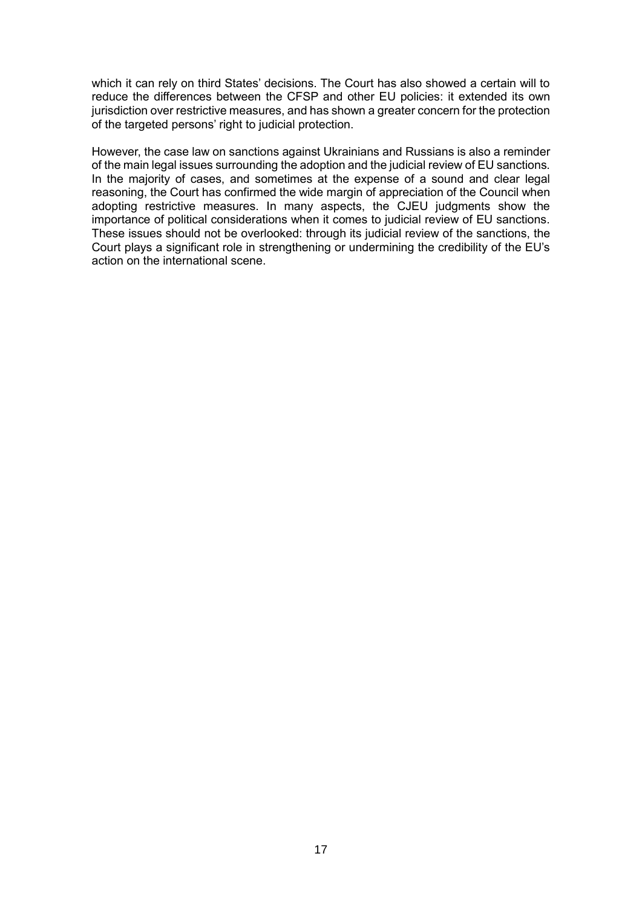which it can rely on third States' decisions. The Court has also showed a certain will to reduce the differences between the CFSP and other EU policies: it extended its own jurisdiction over restrictive measures, and has shown a greater concern for the protection of the targeted persons' right to judicial protection.

However, the case law on sanctions against Ukrainians and Russians is also a reminder of the main legal issues surrounding the adoption and the judicial review of EU sanctions. In the majority of cases, and sometimes at the expense of a sound and clear legal reasoning, the Court has confirmed the wide margin of appreciation of the Council when adopting restrictive measures. In many aspects, the CJEU judgments show the importance of political considerations when it comes to judicial review of EU sanctions. These issues should not be overlooked: through its judicial review of the sanctions, the Court plays a significant role in strengthening or undermining the credibility of the EU's action on the international scene.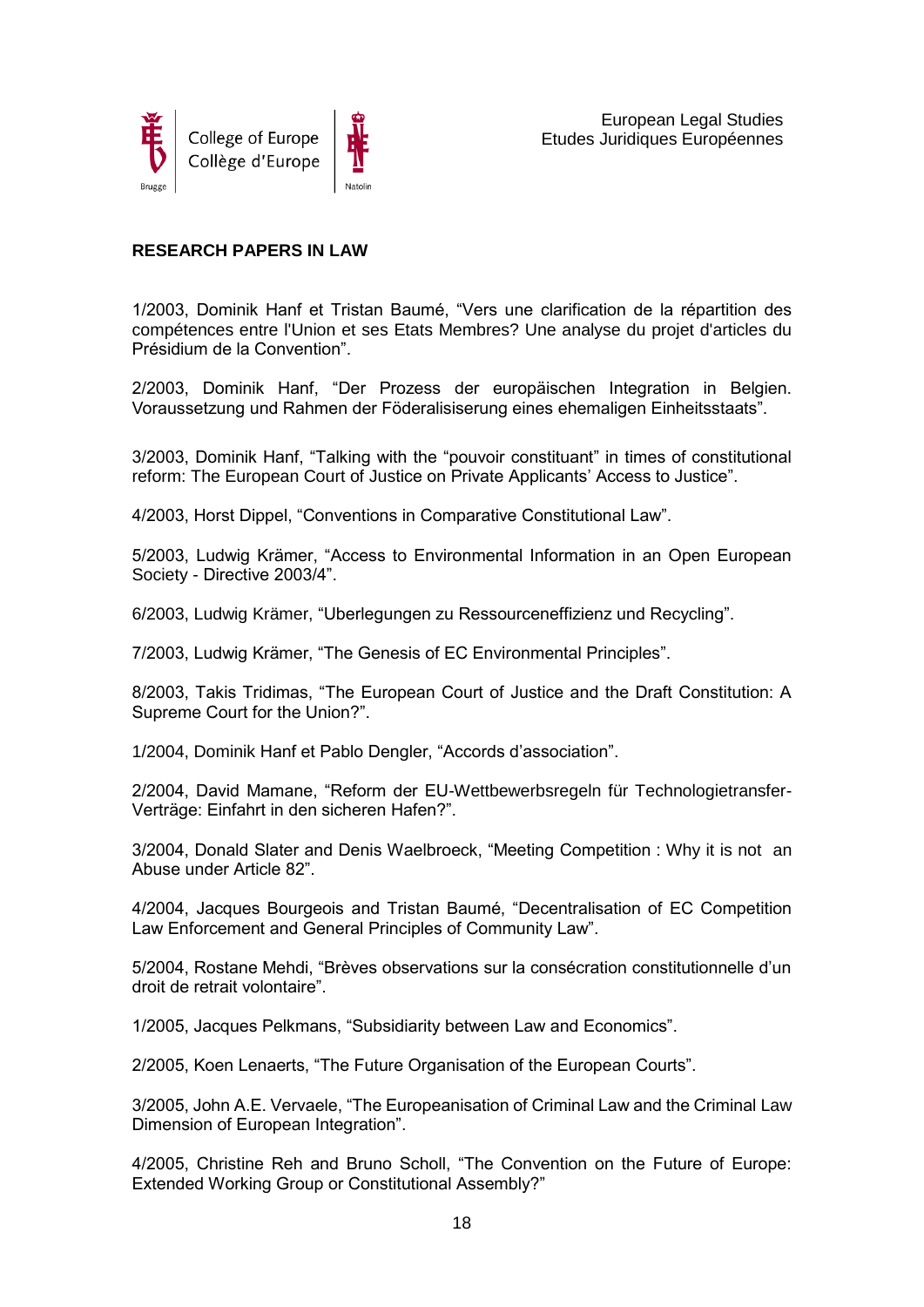European Legal Studies
Etudes Juridiques Européennes

## RESEARCH PAPERS IN LAW

1/2003, Dominik Hanf et Tristan Baumé, "Vers une clarification de la répartition des compétences entre l'Union et ses Etats Membres? Une analyse du projet d'articles du Présidium de la Convention".

2/2003, Dominik Hanf, "Der Prozess der europäischen Integration in Belgien. Voraussetzung und Rahmen der Föderalisiserung eines ehemaligen Einheitsstaats".

3/2003, Dominik Hanf, "Talking with the "pouvoir constituant" in times of constitutional reform: The European Court of Justice on Private Applicants' Access to Justice".

4/2003, Horst Dippel, "Conventions in Comparative Constitutional Law".

5/2003, Ludwig Krämer, "Access to Environmental Information in an Open European Society - Directive 2003/4".

6/2003, Ludwig Krämer, "Uberlegungen zu Ressourceneffizienz und Recycling".

7/2003, Ludwig Krämer, "The Genesis of EC Environmental Principles".

8/2003, Takis Tridimas, "The European Court of Justice and the Draft Constitution: A Supreme Court for the Union?".

1/2004, Dominik Hanf et Pablo Dengler, "Accords d'association".

2/2004, David Mamane, "Reform der EU-Wettbewerbsregeln für Technologietransfer-Verträge: Einfahrt in den sicheren Hafen?".

3/2004, Donald Slater and Denis Waelbroeck, "Meeting Competition : Why it is not an Abuse under Article 82".

4/2004, Jacques Bourgeois and Tristan Baumé, "Decentralisation of EC Competition Law Enforcement and General Principles of Community Law".

5/2004, Rostane Mehdi, "Brèves observations sur la consécration constitutionnelle d'un droit de retrait volontaire".

1/2005, Jacques Pelkmans, "Subsidiarity between Law and Economics".

2/2005, Koen Lenaerts, "The Future Organisation of the European Courts".

3/2005, John A.E. Vervaele, "The Europeanisation of Criminal Law and the Criminal Law Dimension of European Integration".

4/2005, Christine Reh and Bruno Scholl, "The Convention on the Future of Europe: Extended Working Group or Constitutional Assembly?"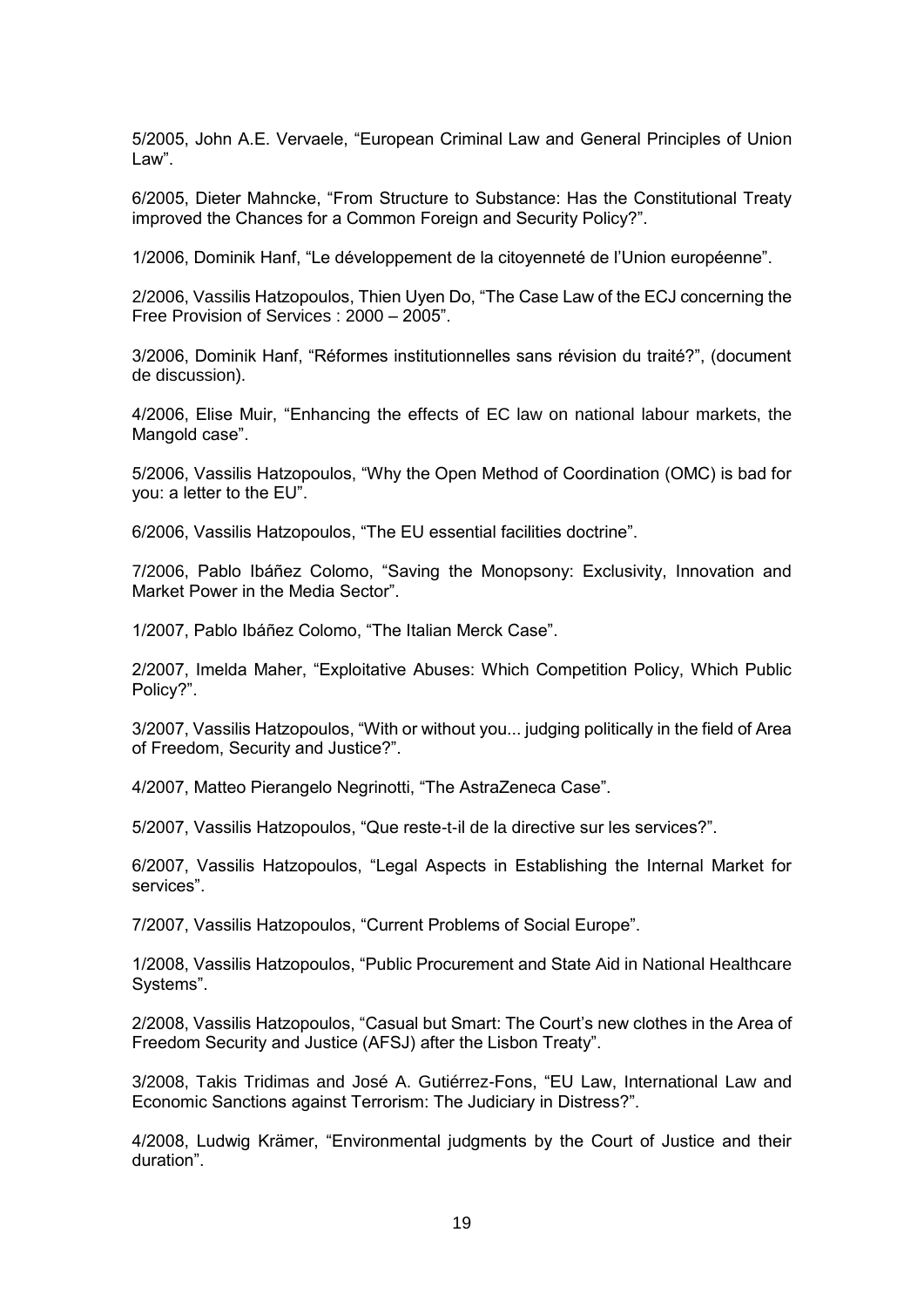5/2005, John A.E. Vervaele, "European Criminal Law and General Principles of Union Law".

6/2005, Dieter Mahncke, "From Structure to Substance: Has the Constitutional Treaty improved the Chances for a Common Foreign and Security Policy?".

1/2006, Dominik Hanf, "Le développement de la citoyenneté de l'Union européenne".

2/2006, Vassilis Hatzopoulos, Thien Uyen Do, "The Case Law of the ECJ concerning the Free Provision of Services : 2000 – 2005".

3/2006, Dominik Hanf, "Réformes institutionnelles sans révision du traité?", (document de discussion).

4/2006, Elise Muir, "Enhancing the effects of EC law on national labour markets, the Mangold case".

5/2006, Vassilis Hatzopoulos, "Why the Open Method of Coordination (OMC) is bad for you: a letter to the EU".

6/2006, Vassilis Hatzopoulos, "The EU essential facilities doctrine".

7/2006, Pablo Ibáñez Colomo, "Saving the Monopsony: Exclusivity, Innovation and Market Power in the Media Sector".

1/2007, Pablo Ibáñez Colomo, "The Italian Merck Case".

2/2007, Imelda Maher, "Exploitative Abuses: Which Competition Policy, Which Public Policy?".

3/2007, Vassilis Hatzopoulos, "With or without you... judging politically in the field of Area of Freedom, Security and Justice?".

4/2007, Matteo Pierangelo Negrinotti, "The AstraZeneca Case".

5/2007, Vassilis Hatzopoulos, "Que reste-t-il de la directive sur les services?".

6/2007, Vassilis Hatzopoulos, "Legal Aspects in Establishing the Internal Market for services".

7/2007, Vassilis Hatzopoulos, "Current Problems of Social Europe".

1/2008, Vassilis Hatzopoulos, "Public Procurement and State Aid in National Healthcare Systems".

2/2008, Vassilis Hatzopoulos, "Casual but Smart: The Court's new clothes in the Area of Freedom Security and Justice (AFSJ) after the Lisbon Treaty".

3/2008, Takis Tridimas and José A. Gutiérrez-Fons, "EU Law, International Law and Economic Sanctions against Terrorism: The Judiciary in Distress?".

4/2008, Ludwig Krämer, "Environmental judgments by the Court of Justice and their duration".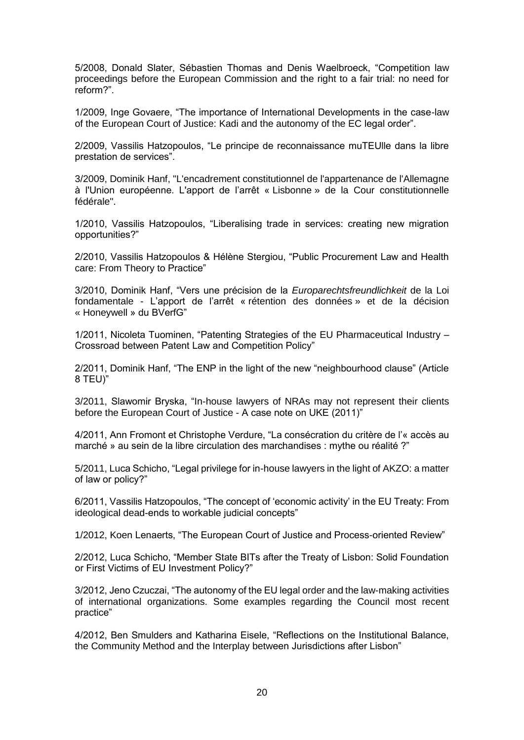5/2008, Donald Slater, Sébastien Thomas and Denis Waelbroeck, “Competition law proceedings before the European Commission and the right to a fair trial: no need for reform?”.

1/2009, Inge Govaere, “The importance of International Developments in the case-law of the European Court of Justice: Kadi and the autonomy of the EC legal order”.

2/2009, Vassilis Hatzopoulos, “Le principe de reconnaissance muTEUlle dans la libre prestation de services”.

3/2009, Dominik Hanf, "L'encadrement constitutionnel de l'appartenance de l'Allemagne à l'Union européenne. L'apport de l’arrêt « Lisbonne » de la Cour constitutionnelle fédérale".

1/2010, Vassilis Hatzopoulos, “Liberalising trade in services: creating new migration opportunities?”

2/2010, Vassilis Hatzopoulos & Hélène Stergiou, “Public Procurement Law and Health care: From Theory to Practice”

3/2010, Dominik Hanf, “Vers une précision de la *Europarechtsfreundlichkeit* de la Loi fondamentale - L’apport de l’arrêt « rétention des données » et de la décision « Honeywell » du BVerfG”

1/2011, Nicoleta Tuominen, “Patenting Strategies of the EU Pharmaceutical Industry – Crossroad between Patent Law and Competition Policy”

2/2011, Dominik Hanf, “The ENP in the light of the new “neighbourhood clause” (Article 8 TEU)”

3/2011, Slawomir Bryska, “In-house lawyers of NRAs may not represent their clients before the European Court of Justice - A case note on UKE (2011)”

4/2011, Ann Fromont et Christophe Verdure, “La consécration du critère de l’« accès au marché » au sein de la libre circulation des marchandises : mythe ou réalité ?”

5/2011, Luca Schicho, “Legal privilege for in-house lawyers in the light of AKZO: a matter of law or policy?”

6/2011, Vassilis Hatzopoulos, “The concept of ‘economic activity’ in the EU Treaty: From ideological dead-ends to workable judicial concepts”

1/2012, Koen Lenaerts, “The European Court of Justice and Process-oriented Review”

2/2012, Luca Schicho, “Member State BITs after the Treaty of Lisbon: Solid Foundation or First Victims of EU Investment Policy?”

3/2012, Jeno Czuczai, “The autonomy of the EU legal order and the law-making activities of international organizations. Some examples regarding the Council most recent practice”

4/2012, Ben Smulders and Katharina Eisele, “Reflections on the Institutional Balance, the Community Method and the Interplay between Jurisdictions after Lisbon”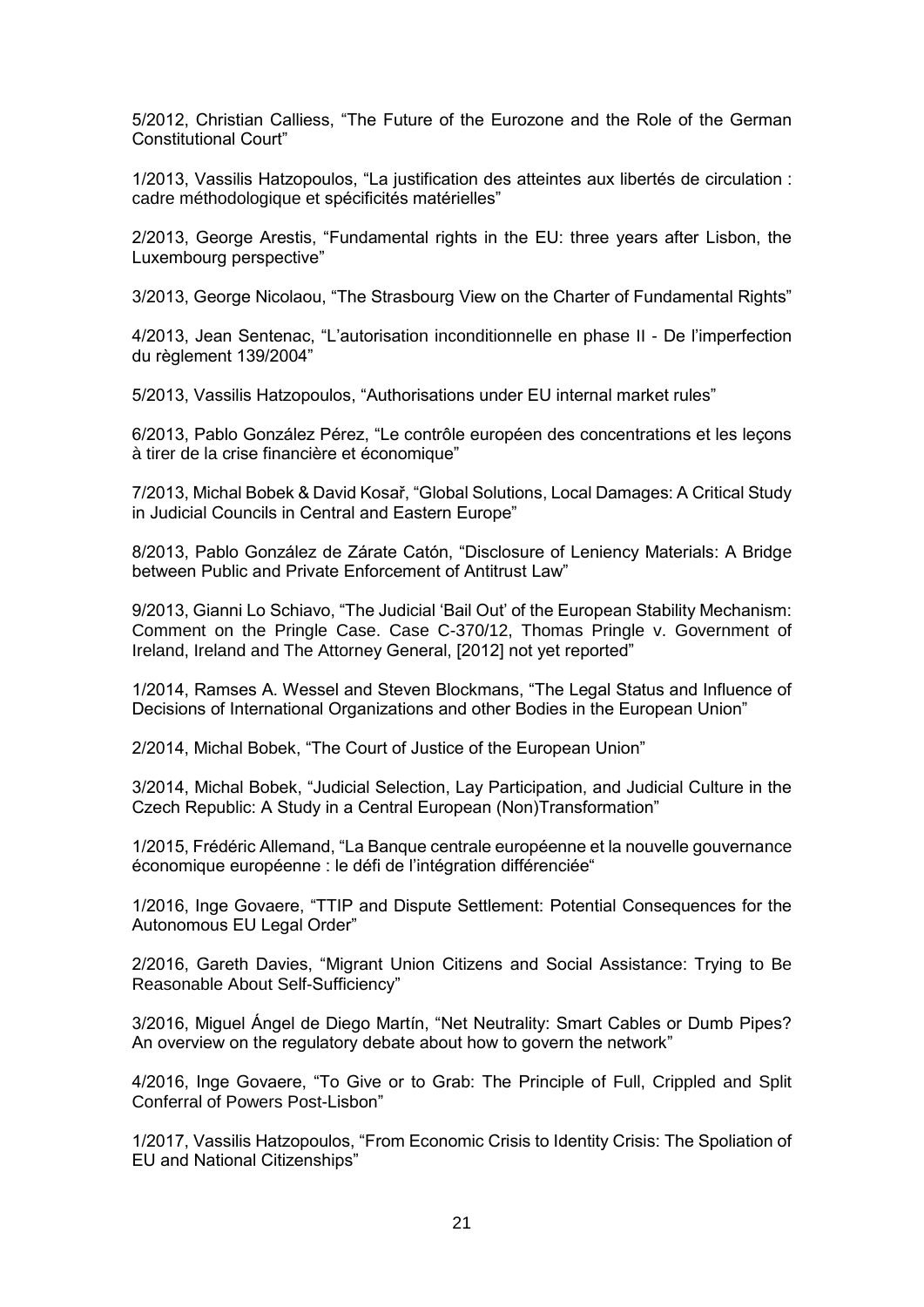5/2012, Christian Calliess, “The Future of the Eurozone and the Role of the German Constitutional Court”

1/2013, Vassilis Hatzopoulos, “La justification des atteintes aux libertés de circulation : cadre méthodologique et spécificités matérielles”

2/2013, George Arestis, “Fundamental rights in the EU: three years after Lisbon, the Luxembourg perspective”

3/2013, George Nicolaou, “The Strasbourg View on the Charter of Fundamental Rights”

4/2013, Jean Sentenac, “L’autorisation inconditionnelle en phase II - De l’imperfection du règlement 139/2004”

5/2013, Vassilis Hatzopoulos, “Authorisations under EU internal market rules”

6/2013, Pablo González Pérez, “Le contrôle européen des concentrations et les leçons à tirer de la crise financière et économique”

7/2013, Michal Bobek & David Kosař, “Global Solutions, Local Damages: A Critical Study in Judicial Councils in Central and Eastern Europe”

8/2013, Pablo González de Zárate Catón, “Disclosure of Leniency Materials: A Bridge between Public and Private Enforcement of Antitrust Law”

9/2013, Gianni Lo Schiavo, “The Judicial ‘Bail Out’ of the European Stability Mechanism: Comment on the Pringle Case. Case C-370/12, Thomas Pringle v. Government of Ireland, Ireland and The Attorney General, [2012] not yet reported”

1/2014, Ramses A. Wessel and Steven Blockmans, “The Legal Status and Influence of Decisions of International Organizations and other Bodies in the European Union”

2/2014, Michal Bobek, “The Court of Justice of the European Union”

3/2014, Michal Bobek, “Judicial Selection, Lay Participation, and Judicial Culture in the Czech Republic: A Study in a Central European (Non)Transformation”

1/2015, Frédéric Allemand, “La Banque centrale européenne et la nouvelle gouvernance économique européenne : le défi de l’intégration différenciée“

1/2016, Inge Govaere, “TTIP and Dispute Settlement: Potential Consequences for the Autonomous EU Legal Order”

2/2016, Gareth Davies, “Migrant Union Citizens and Social Assistance: Trying to Be Reasonable About Self-Sufficiency”

3/2016, Miguel Ángel de Diego Martín, “Net Neutrality: Smart Cables or Dumb Pipes? An overview on the regulatory debate about how to govern the network”

4/2016, Inge Govaere, “To Give or to Grab: The Principle of Full, Crippled and Split Conferral of Powers Post-Lisbon”

1/2017, Vassilis Hatzopoulos, “From Economic Crisis to Identity Crisis: The Spoliation of EU and National Citizenships”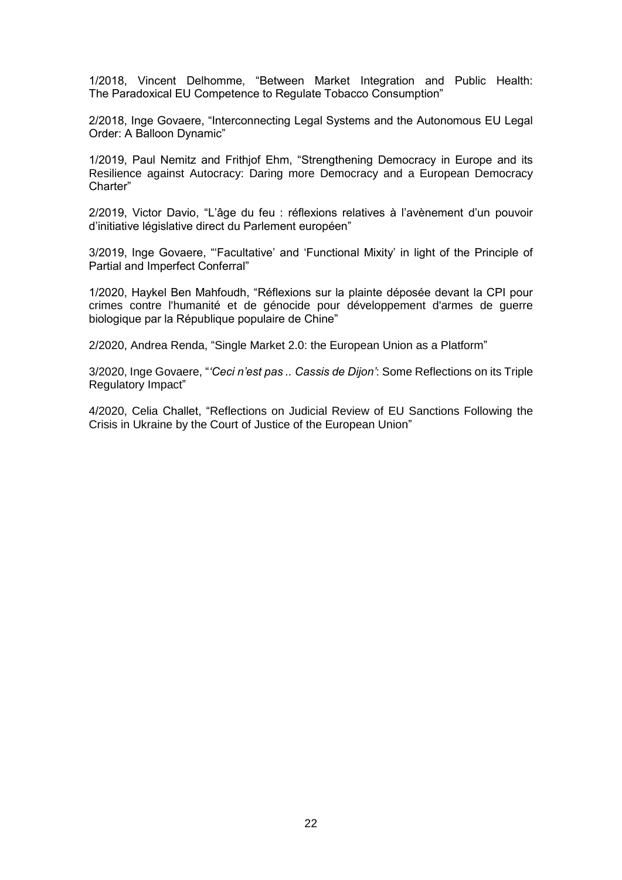1/2018, Vincent Delhomme, "Between Market Integration and Public Health: The Paradoxical EU Competence to Regulate Tobacco Consumption"

2/2018, Inge Govaere, "Interconnecting Legal Systems and the Autonomous EU Legal Order: A Balloon Dynamic"

1/2019, Paul Nemitz and Frithjof Ehm, "Strengthening Democracy in Europe and its Resilience against Autocracy: Daring more Democracy and a European Democracy Charter"

2/2019, Victor Davio, "L'âge du feu : réflexions relatives à l'avènement d'un pouvoir d'initiative législative direct du Parlement européen"

3/2019, Inge Govaere, "'Facultative' and 'Functional Mixity' in light of the Principle of Partial and Imperfect Conferral"

1/2020, Haykel Ben Mahfoudh, "Réflexions sur la plainte déposée devant la CPI pour crimes contre l'humanité et de génocide pour développement d'armes de guerre biologique par la République populaire de Chine"

2/2020, Andrea Renda, "Single Market 2.0: the European Union as a Platform"

3/2020, Inge Govaere, "*'Ceci n'est pas .. Cassis de Dijon'*: Some Reflections on its Triple Regulatory Impact"

4/2020, Celia Challet, "Reflections on Judicial Review of EU Sanctions Following the Crisis in Ukraine by the Court of Justice of the European Union"